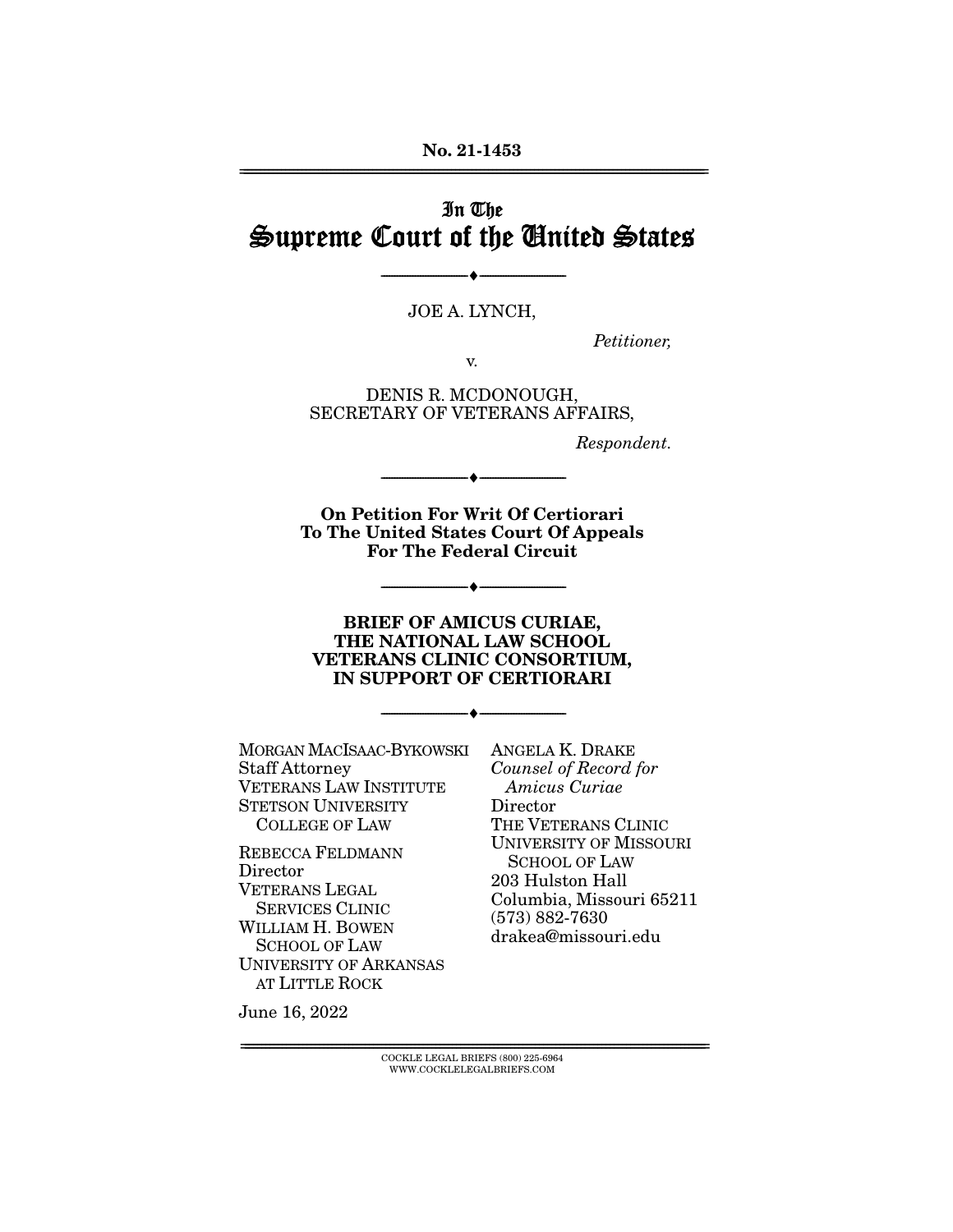**No. 21-1453**

---

# In The Supreme Court of the United States

---

JOE A. LYNCH,

*Petitioner,*

v.

DENIS R. MCDONOUGH,
SECRETARY OF VETERANS AFFAIRS,

*Respondent.*

---

**On Petition For Writ Of Certiorari**
**To The United States Court Of Appeals**
**For The Federal Circuit**

---

**BRIEF OF AMICUS CURIAE,**
**THE NATIONAL LAW SCHOOL**
**VETERANS CLINIC CONSORTIUM,**
**IN SUPPORT OF CERTIORARI**

---

MORGAN MACISAAC-BYKOWSKI
Staff Attorney
VETERANS LAW INSTITUTE
STETSON UNIVERSITY
COLLEGE OF LAW

REBECCA FELDMANN
Director
VETERANS LEGAL
SERVICES CLINIC
WILLIAM H. BOWEN
SCHOOL OF LAW
UNIVERSITY OF ARKANSAS
AT LITTLE ROCK

ANGELA K. DRAKE
*Counsel of Record for Amicus Curiae*
Director
THE VETERANS CLINIC
UNIVERSITY OF MISSOURI
SCHOOL OF LAW
203 Hulston Hall
Columbia, Missouri 65211
(573) 882-7630
drakea@missouri.edu

June 16, 2022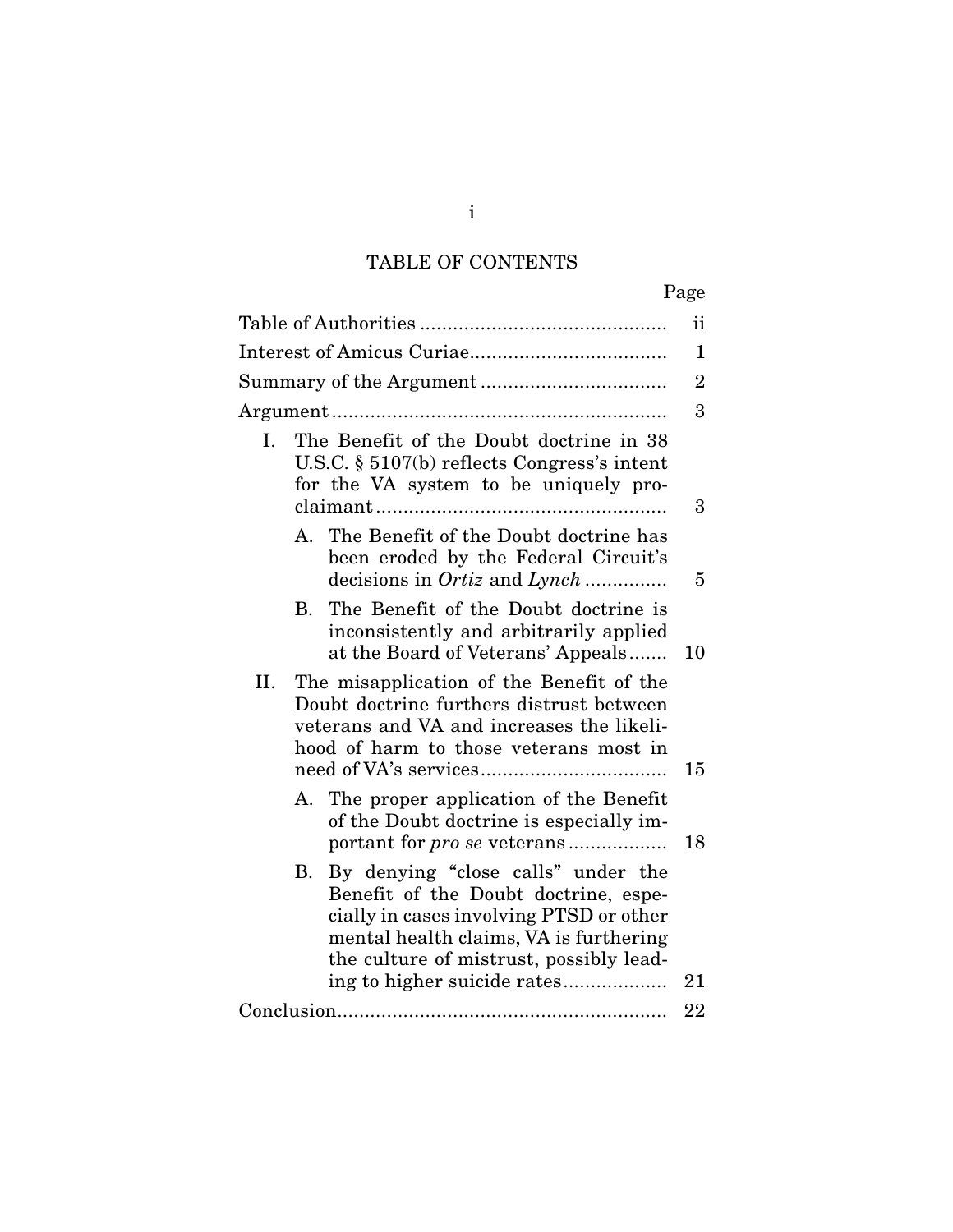# TABLE OF CONTENTS

| | Page |
|---|---|
| Table of Authorities | ii |
| Interest of Amicus Curiae | 1 |
| Summary of the Argument | 2 |
| Argument | 3 |
| I. The Benefit of the Doubt doctrine in 38 U.S.C. § 5107(b) reflects Congress's intent for the VA system to be uniquely pro-claimant | 3 |
| A. The Benefit of the Doubt doctrine has been eroded by the Federal Circuit's decisions in *Ortiz* and *Lynch* | 5 |
| B. The Benefit of the Doubt doctrine is inconsistently and arbitrarily applied at the Board of Veterans' Appeals | 10 |
| II. The misapplication of the Benefit of the Doubt doctrine furthers distrust between veterans and VA and increases the likelihood of harm to those veterans most in need of VA's services | 15 |
| A. The proper application of the Benefit of the Doubt doctrine is especially important for *pro se* veterans | 18 |
| B. By denying "close calls" under the Benefit of the Doubt doctrine, especially in cases involving PTSD or other mental health claims, VA is furthering the culture of mistrust, possibly leading to higher suicide rates | 21 |
| Conclusion | 22 |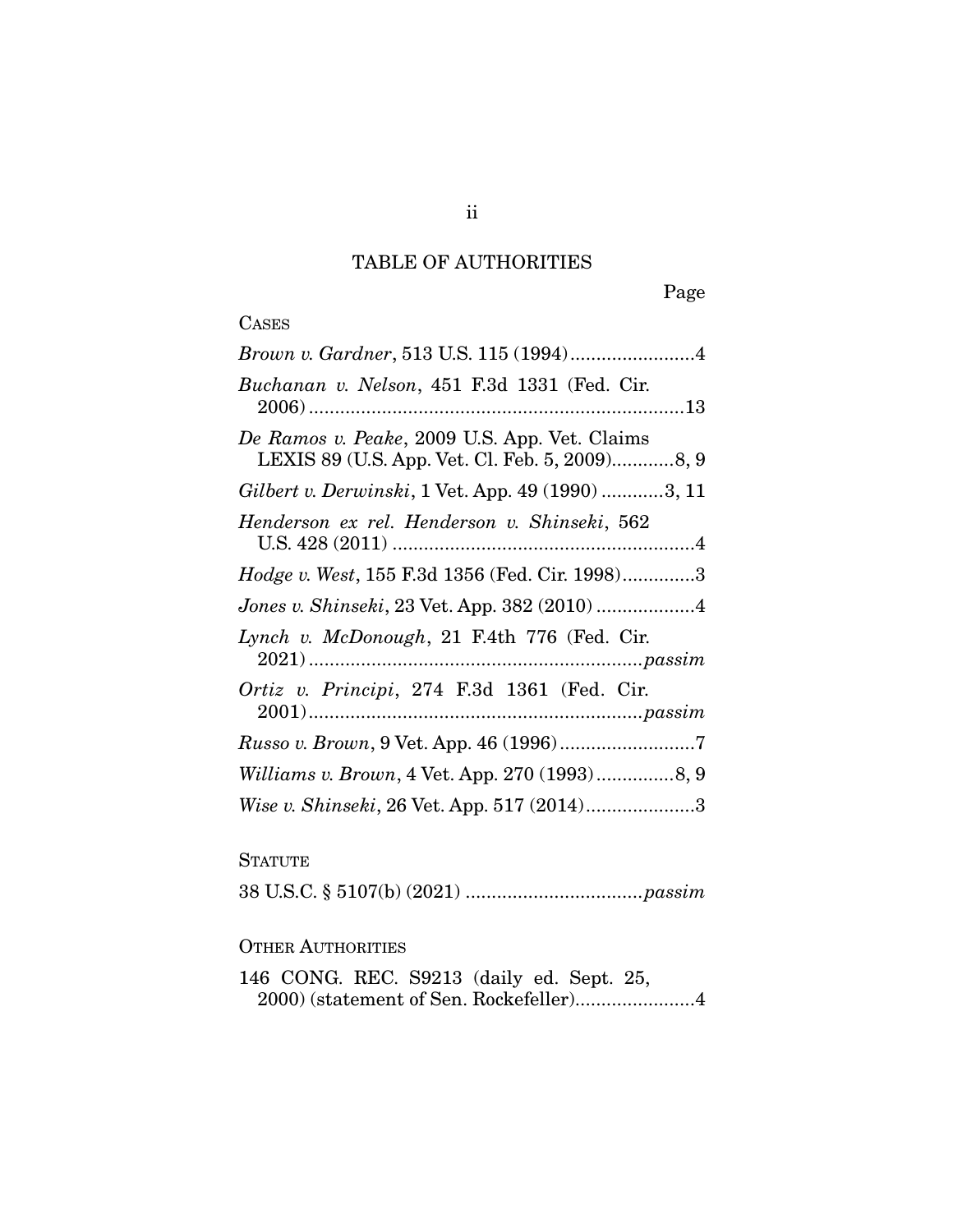# TABLE OF AUTHORITIES

Page

**CASES**

*Brown v. Gardner*, 513 U.S. 115 (1994)........................4

*Buchanan v. Nelson*, 451 F.3d 1331 (Fed. Cir. 2006).........................................................................13

*De Ramos v. Peake*, 2009 U.S. App. Vet. Claims LEXIS 89 (U.S. App. Vet. Cl. Feb. 5, 2009)............8, 9

*Gilbert v. Derwinski*, 1 Vet. App. 49 (1990) ............3, 11

*Henderson ex rel. Henderson v. Shinseki*, 562 U.S. 428 (2011) ..........................................................4

*Hodge v. West*, 155 F.3d 1356 (Fed. Cir. 1998).............3

*Jones v. Shinseki*, 23 Vet. App. 382 (2010) ..................4

*Lynch v. McDonough*, 21 F.4th 776 (Fed. Cir. 2021)................................................................*passim*

*Ortiz v. Principi*, 274 F.3d 1361 (Fed. Cir. 2001)................................................................*passim*

*Russo v. Brown*, 9 Vet. App. 46 (1996)..........................7

*Williams v. Brown*, 4 Vet. App. 270 (1993)...............8, 9

*Wise v. Shinseki*, 26 Vet. App. 517 (2014).....................3

**STATUTE**

38 U.S.C. § 5107(b) (2021) .................................*passim*

**OTHER AUTHORITIES**

146 CONG. REC. S9213 (daily ed. Sept. 25, 2000) (statement of Sen. Rockefeller).......................4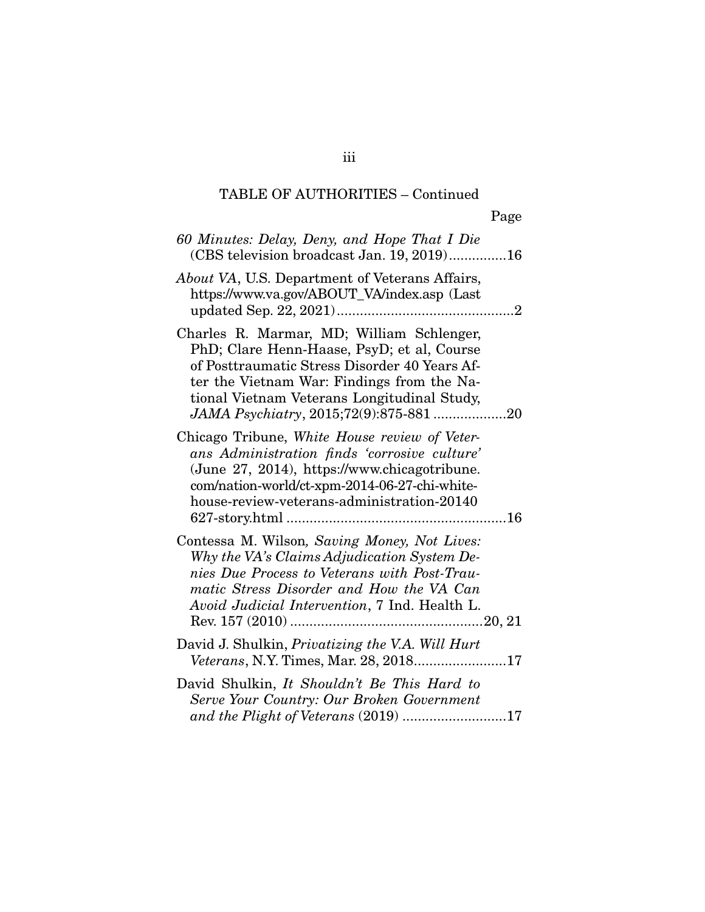TABLE OF AUTHORITIES – Continued

Page

*60 Minutes: Delay, Deny, and Hope That I Die* (CBS television broadcast Jan. 19, 2019)...............16

*About VA*, U.S. Department of Veterans Affairs, https://www.va.gov/ABOUT_VA/index.asp (Last updated Sep. 22, 2021)..............................................2

Charles R. Marmar, MD; William Schlenger, PhD; Clare Henn-Haase, PsyD; et al, Course of Posttraumatic Stress Disorder 40 Years After the Vietnam War: Findings from the National Vietnam Veterans Longitudinal Study, *JAMA Psychiatry*, 2015;72(9):875-881 ...................20

Chicago Tribune, *White House review of Veterans Administration finds 'corrosive culture'* (June 27, 2014), https://www.chicagotribune.com/nation-world/ct-xpm-2014-06-27-chi-white-house-review-veterans-administration-20140627-story.html .........................................................16

Contessa M. Wilson, *Saving Money, Not Lives: Why the VA's Claims Adjudication System Denies Due Process to Veterans with Post-Traumatic Stress Disorder and How the VA Can Avoid Judicial Intervention*, 7 Ind. Health L. Rev. 157 (2010) ..................................................20, 21

David J. Shulkin, *Privatizing the V.A. Will Hurt Veterans*, N.Y. Times, Mar. 28, 2018........................17

David Shulkin, *It Shouldn't Be This Hard to Serve Your Country: Our Broken Government and the Plight of Veterans* (2019) ...........................17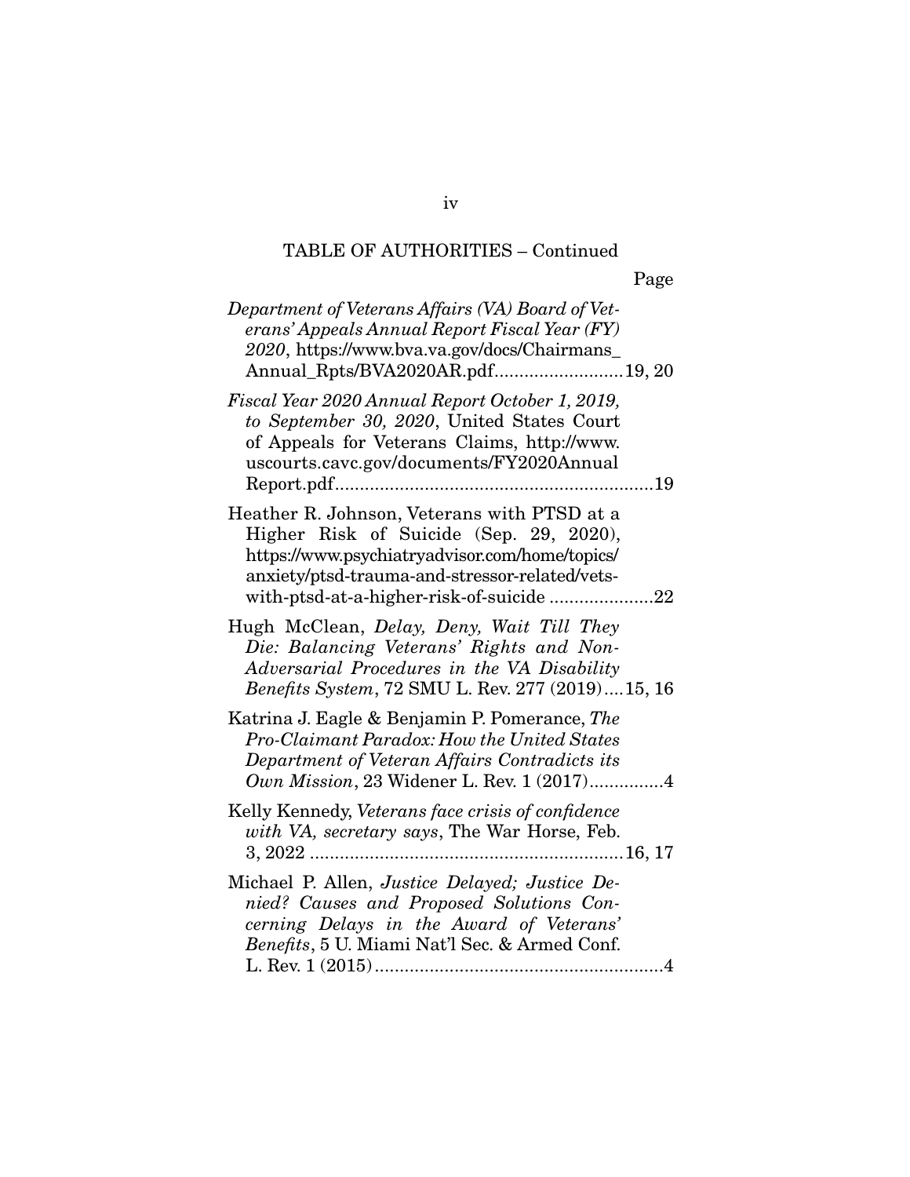TABLE OF AUTHORITIES – Continued

Page

*Department of Veterans Affairs (VA) Board of Veterans' Appeals Annual Report Fiscal Year (FY) 2020*, https://www.bva.va.gov/docs/Chairmans_Annual_Rpts/BVA2020AR.pdf..........................19, 20

*Fiscal Year 2020 Annual Report October 1, 2019, to September 30, 2020*, United States Court of Appeals for Veterans Claims, http://www.uscourts.cavc.gov/documents/FY2020AnnualReport.pdf................................................................19

Heather R. Johnson, Veterans with PTSD at a Higher Risk of Suicide (Sep. 29, 2020), https://www.psychiatryadvisor.com/home/topics/anxiety/ptsd-trauma-and-stressor-related/vets-with-ptsd-at-a-higher-risk-of-suicide .....................22

Hugh McClean, *Delay, Deny, Wait Till They Die: Balancing Veterans' Rights and Non-Adversarial Procedures in the VA Disability Benefits System*, 72 SMU L. Rev. 277 (2019)....15, 16

Katrina J. Eagle & Benjamin P. Pomerance, *The Pro-Claimant Paradox: How the United States Department of Veteran Affairs Contradicts its Own Mission*, 23 Widener L. Rev. 1 (2017)...............4

Kelly Kennedy, *Veterans face crisis of confidence with VA, secretary says*, The War Horse, Feb. 3, 2022 ...............................................................16, 17

Michael P. Allen, *Justice Delayed; Justice Denied? Causes and Proposed Solutions Concerning Delays in the Award of Veterans' Benefits*, 5 U. Miami Nat'l Sec. & Armed Conf. L. Rev. 1 (2015)..........................................................4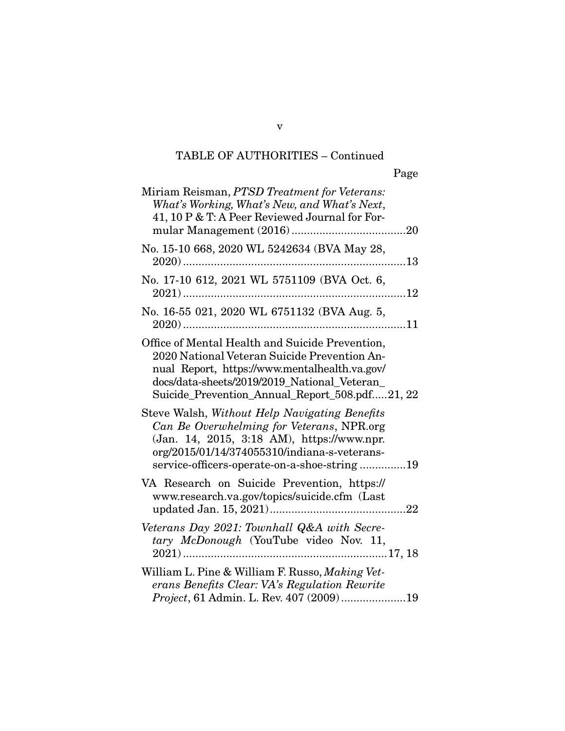TABLE OF AUTHORITIES – Continued

Page

Miriam Reisman, *PTSD Treatment for Veterans: What's Working, What's New, and What's Next*, 41, 10 P & T: A Peer Reviewed Journal for Formular Management (2016) .....................................20

No. 15-10 668, 2020 WL 5242634 (BVA May 28, 2020) .........................................................................13

No. 17-10 612, 2021 WL 5751109 (BVA Oct. 6, 2021) .........................................................................12

No. 16-55 021, 2020 WL 6751132 (BVA Aug. 5, 2020) .........................................................................11

Office of Mental Health and Suicide Prevention, 2020 National Veteran Suicide Prevention Annual Report, https://www.mentalhealth.va.gov/docs/data-sheets/2019/2019_National_Veteran_Suicide_Prevention_Annual_Report_508.pdf.....21, 22

Steve Walsh, *Without Help Navigating Benefits Can Be Overwhelming for Veterans*, NPR.org (Jan. 14, 2015, 3:18 AM), https://www.npr.org/2015/01/14/374055310/indiana-s-veterans-service-officers-operate-on-a-shoe-string ...............19

VA Research on Suicide Prevention, https://www.research.va.gov/topics/suicide.cfm (Last updated Jan. 15, 2021)............................................22

*Veterans Day 2021: Townhall Q&A with Secretary McDonough* (YouTube video Nov. 11, 2021) ..................................................................17, 18

William L. Pine & William F. Russo, *Making Veterans Benefits Clear: VA's Regulation Rewrite Project*, 61 Admin. L. Rev. 407 (2009).....................19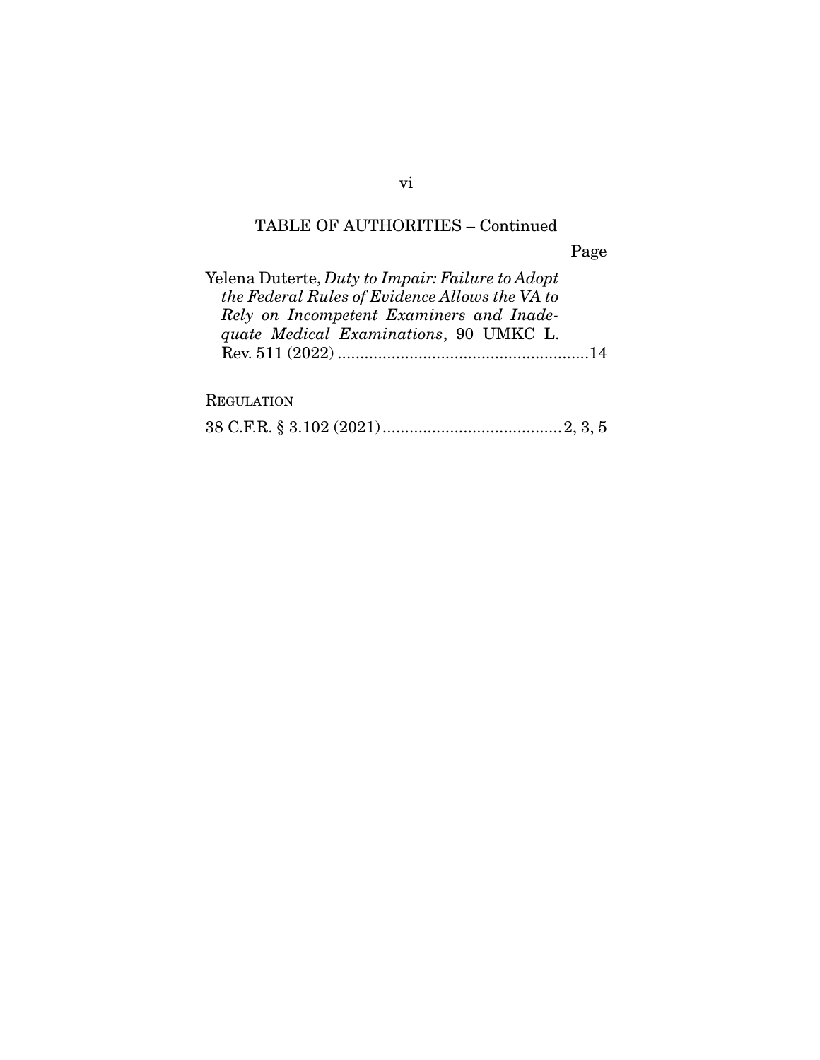## TABLE OF AUTHORITIES – Continued

Page

Yelena Duterte, *Duty to Impair: Failure to Adopt the Federal Rules of Evidence Allows the VA to Rely on Incompetent Examiners and Inadequate Medical Examinations*, 90 UMKC L. Rev. 511 (2022) ........................................................14

REGULATION

38 C.F.R. § 3.102 (2021) ........................................2, 3, 5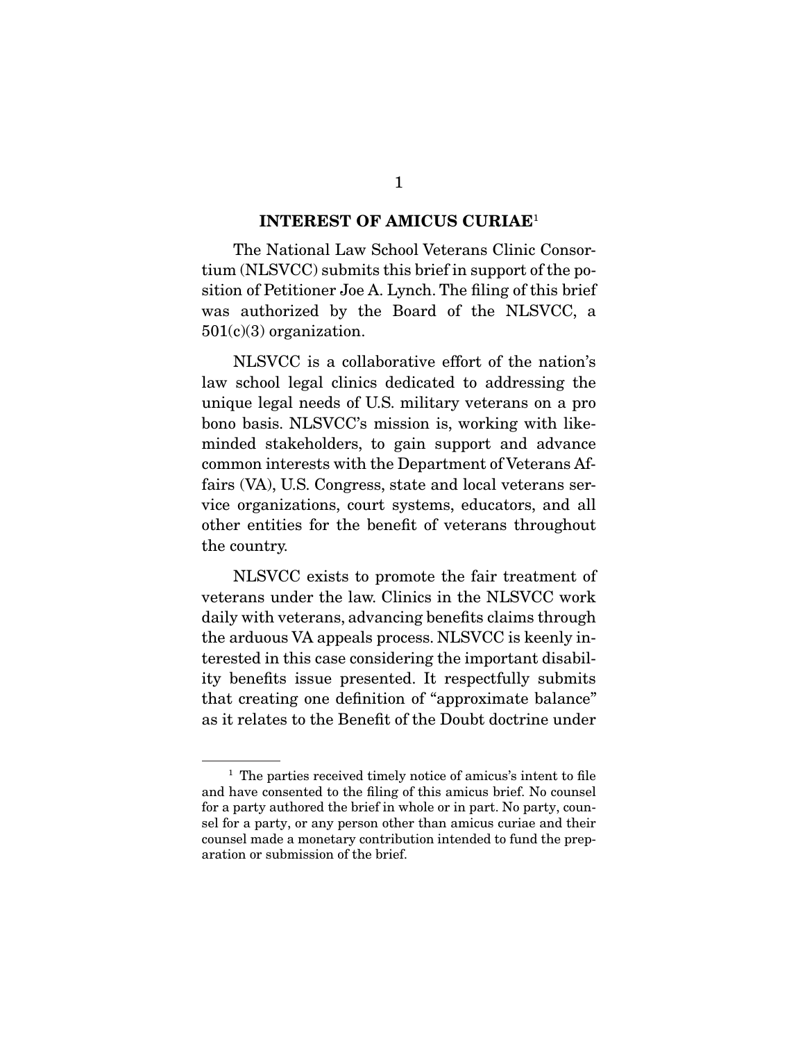## INTEREST OF AMICUS CURIAE[1]

The National Law School Veterans Clinic Consortium (NLSVCC) submits this brief in support of the position of Petitioner Joe A. Lynch. The filing of this brief was authorized by the Board of the NLSVCC, a 501(c)(3) organization.

NLSVCC is a collaborative effort of the nation's law school legal clinics dedicated to addressing the unique legal needs of U.S. military veterans on a pro bono basis. NLSVCC's mission is, working with like-minded stakeholders, to gain support and advance common interests with the Department of Veterans Affairs (VA), U.S. Congress, state and local veterans service organizations, court systems, educators, and all other entities for the benefit of veterans throughout the country.

NLSVCC exists to promote the fair treatment of veterans under the law. Clinics in the NLSVCC work daily with veterans, advancing benefits claims through the arduous VA appeals process. NLSVCC is keenly interested in this case considering the important disability benefits issue presented. It respectfully submits that creating one definition of "approximate balance" as it relates to the Benefit of the Doubt doctrine under

---

[1] The parties received timely notice of amicus's intent to file and have consented to the filing of this amicus brief. No counsel for a party authored the brief in whole or in part. No party, counsel for a party, or any person other than amicus curiae and their counsel made a monetary contribution intended to fund the preparation or submission of the brief.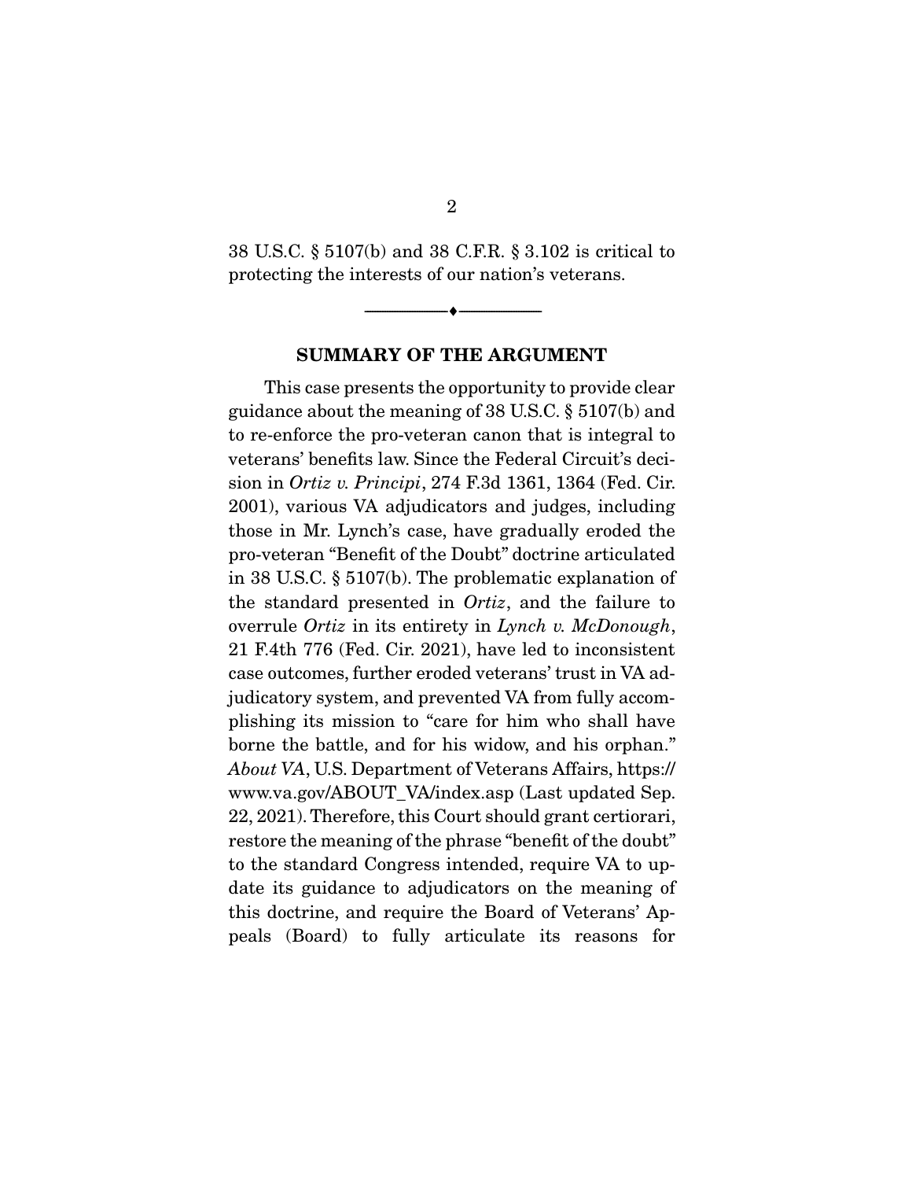38 U.S.C. § 5107(b) and 38 C.F.R. § 3.102 is critical to protecting the interests of our nation's veterans.

---

## SUMMARY OF THE ARGUMENT

This case presents the opportunity to provide clear guidance about the meaning of 38 U.S.C. § 5107(b) and to re-enforce the pro-veteran canon that is integral to veterans' benefits law. Since the Federal Circuit's decision in *Ortiz v. Principi*, 274 F.3d 1361, 1364 (Fed. Cir. 2001), various VA adjudicators and judges, including those in Mr. Lynch's case, have gradually eroded the pro-veteran "Benefit of the Doubt" doctrine articulated in 38 U.S.C. § 5107(b). The problematic explanation of the standard presented in *Ortiz*, and the failure to overrule *Ortiz* in its entirety in *Lynch v. McDonough*, 21 F.4th 776 (Fed. Cir. 2021), have led to inconsistent case outcomes, further eroded veterans' trust in VA adjudicatory system, and prevented VA from fully accomplishing its mission to "care for him who shall have borne the battle, and for his widow, and his orphan." *About VA*, U.S. Department of Veterans Affairs, https://www.va.gov/ABOUT_VA/index.asp (Last updated Sep. 22, 2021). Therefore, this Court should grant certiorari, restore the meaning of the phrase "benefit of the doubt" to the standard Congress intended, require VA to update its guidance to adjudicators on the meaning of this doctrine, and require the Board of Veterans' Appeals (Board) to fully articulate its reasons for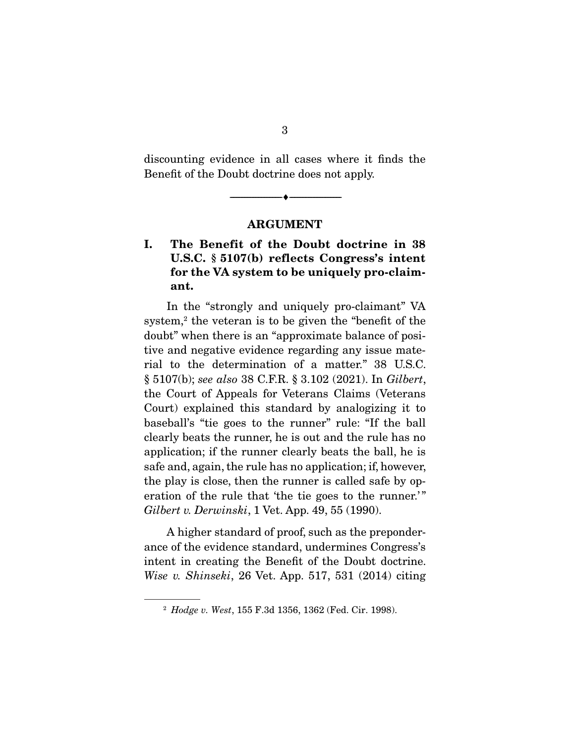discounting evidence in all cases where it finds the Benefit of the Doubt doctrine does not apply.

---

## ARGUMENT

### I. The Benefit of the Doubt doctrine in 38 U.S.C. § 5107(b) reflects Congress's intent for the VA system to be uniquely pro-claimant.

In the "strongly and uniquely pro-claimant" VA system,[2] the veteran is to be given the "benefit of the doubt" when there is an "approximate balance of positive and negative evidence regarding any issue material to the determination of a matter." 38 U.S.C. § 5107(b); *see also* 38 C.F.R. § 3.102 (2021). In *Gilbert*, the Court of Appeals for Veterans Claims (Veterans Court) explained this standard by analogizing it to baseball's "tie goes to the runner" rule: "If the ball clearly beats the runner, he is out and the rule has no application; if the runner clearly beats the ball, he is safe and, again, the rule has no application; if, however, the play is close, then the runner is called safe by operation of the rule that 'the tie goes to the runner.'" *Gilbert v. Derwinski*, 1 Vet. App. 49, 55 (1990).

A higher standard of proof, such as the preponderance of the evidence standard, undermines Congress's intent in creating the Benefit of the Doubt doctrine. *Wise v. Shinseki*, 26 Vet. App. 517, 531 (2014) citing

---

[2] *Hodge v. West*, 155 F.3d 1356, 1362 (Fed. Cir. 1998).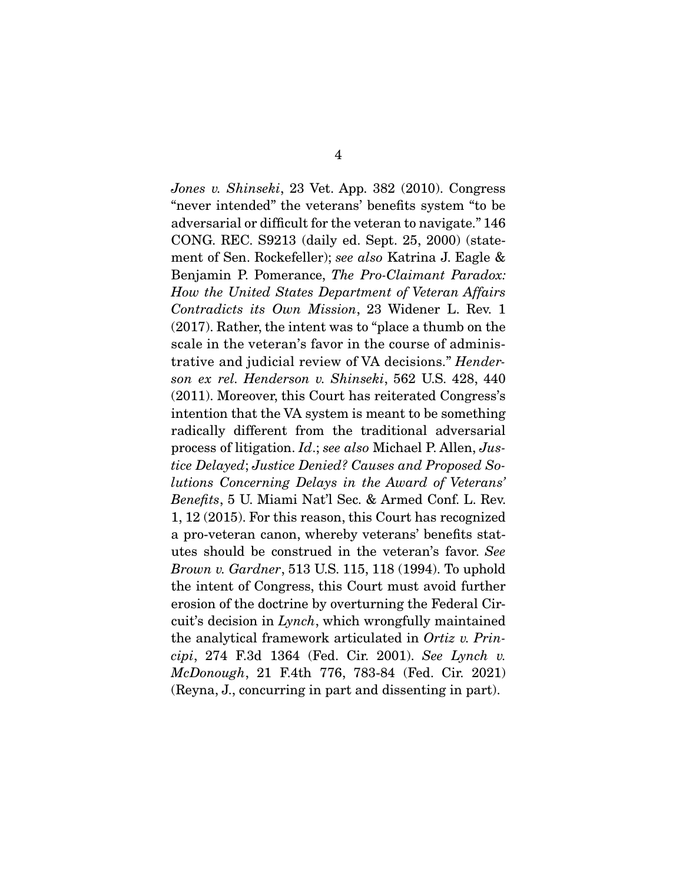*Jones v. Shinseki*, 23 Vet. App. 382 (2010). Congress "never intended" the veterans' benefits system "to be adversarial or difficult for the veteran to navigate." 146 CONG. REC. S9213 (daily ed. Sept. 25, 2000) (statement of Sen. Rockefeller); *see also* Katrina J. Eagle & Benjamin P. Pomerance, *The Pro-Claimant Paradox: How the United States Department of Veteran Affairs Contradicts its Own Mission*, 23 Widener L. Rev. 1 (2017). Rather, the intent was to "place a thumb on the scale in the veteran's favor in the course of administrative and judicial review of VA decisions." *Henderson ex rel. Henderson v. Shinseki*, 562 U.S. 428, 440 (2011). Moreover, this Court has reiterated Congress's intention that the VA system is meant to be something radically different from the traditional adversarial process of litigation. *Id*.; *see also* Michael P. Allen, *Justice Delayed*; *Justice Denied? Causes and Proposed Solutions Concerning Delays in the Award of Veterans' Benefits*, 5 U. Miami Nat'l Sec. & Armed Conf. L. Rev. 1, 12 (2015). For this reason, this Court has recognized a pro-veteran canon, whereby veterans' benefits statutes should be construed in the veteran's favor. *See Brown v. Gardner*, 513 U.S. 115, 118 (1994). To uphold the intent of Congress, this Court must avoid further erosion of the doctrine by overturning the Federal Circuit's decision in *Lynch*, which wrongfully maintained the analytical framework articulated in *Ortiz v. Principi*, 274 F.3d 1364 (Fed. Cir. 2001). *See Lynch v. McDonough*, 21 F.4th 776, 783-84 (Fed. Cir. 2021) (Reyna, J., concurring in part and dissenting in part).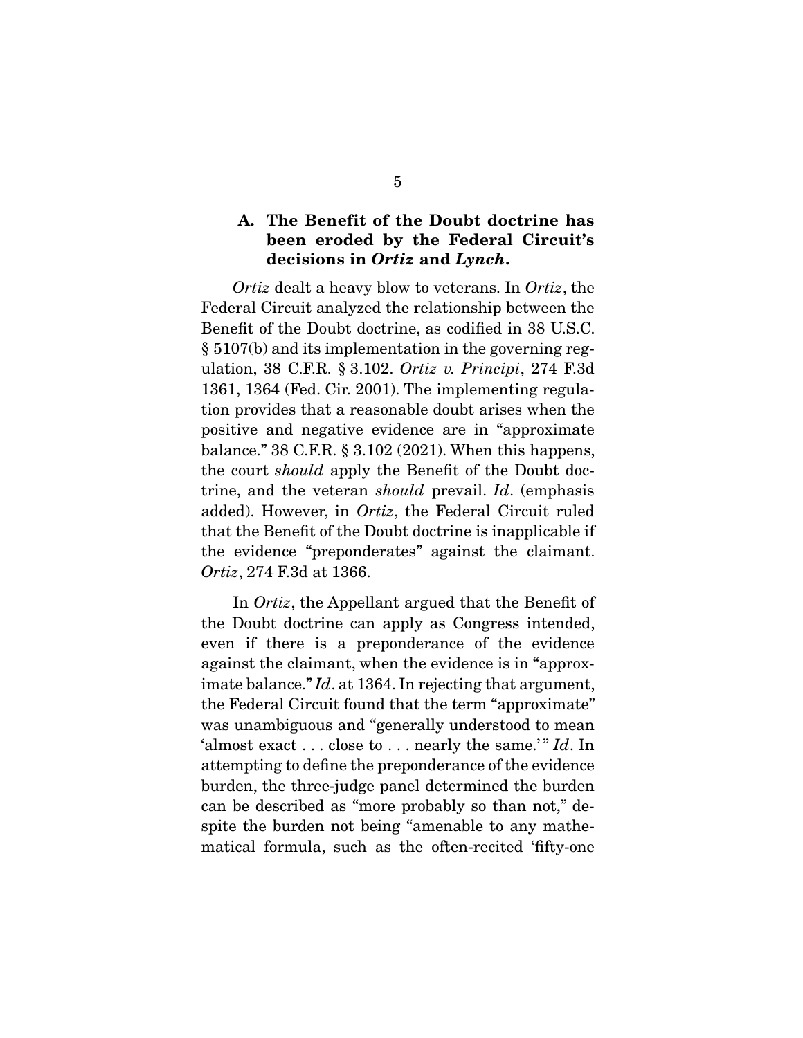### A. The Benefit of the Doubt doctrine has been eroded by the Federal Circuit's decisions in *Ortiz* and *Lynch*.

*Ortiz* dealt a heavy blow to veterans. In *Ortiz*, the Federal Circuit analyzed the relationship between the Benefit of the Doubt doctrine, as codified in 38 U.S.C. § 5107(b) and its implementation in the governing regulation, 38 C.F.R. § 3.102. *Ortiz v. Principi*, 274 F.3d 1361, 1364 (Fed. Cir. 2001). The implementing regulation provides that a reasonable doubt arises when the positive and negative evidence are in "approximate balance." 38 C.F.R. § 3.102 (2021). When this happens, the court *should* apply the Benefit of the Doubt doctrine, and the veteran *should* prevail. *Id*. (emphasis added). However, in *Ortiz*, the Federal Circuit ruled that the Benefit of the Doubt doctrine is inapplicable if the evidence "preponderates" against the claimant. *Ortiz*, 274 F.3d at 1366.

In *Ortiz*, the Appellant argued that the Benefit of the Doubt doctrine can apply as Congress intended, even if there is a preponderance of the evidence against the claimant, when the evidence is in "approximate balance." *Id*. at 1364. In rejecting that argument, the Federal Circuit found that the term "approximate" was unambiguous and "generally understood to mean 'almost exact . . . close to . . . nearly the same.'" *Id*. In attempting to define the preponderance of the evidence burden, the three-judge panel determined the burden can be described as "more probably so than not," despite the burden not being "amenable to any mathematical formula, such as the often-recited 'fifty-one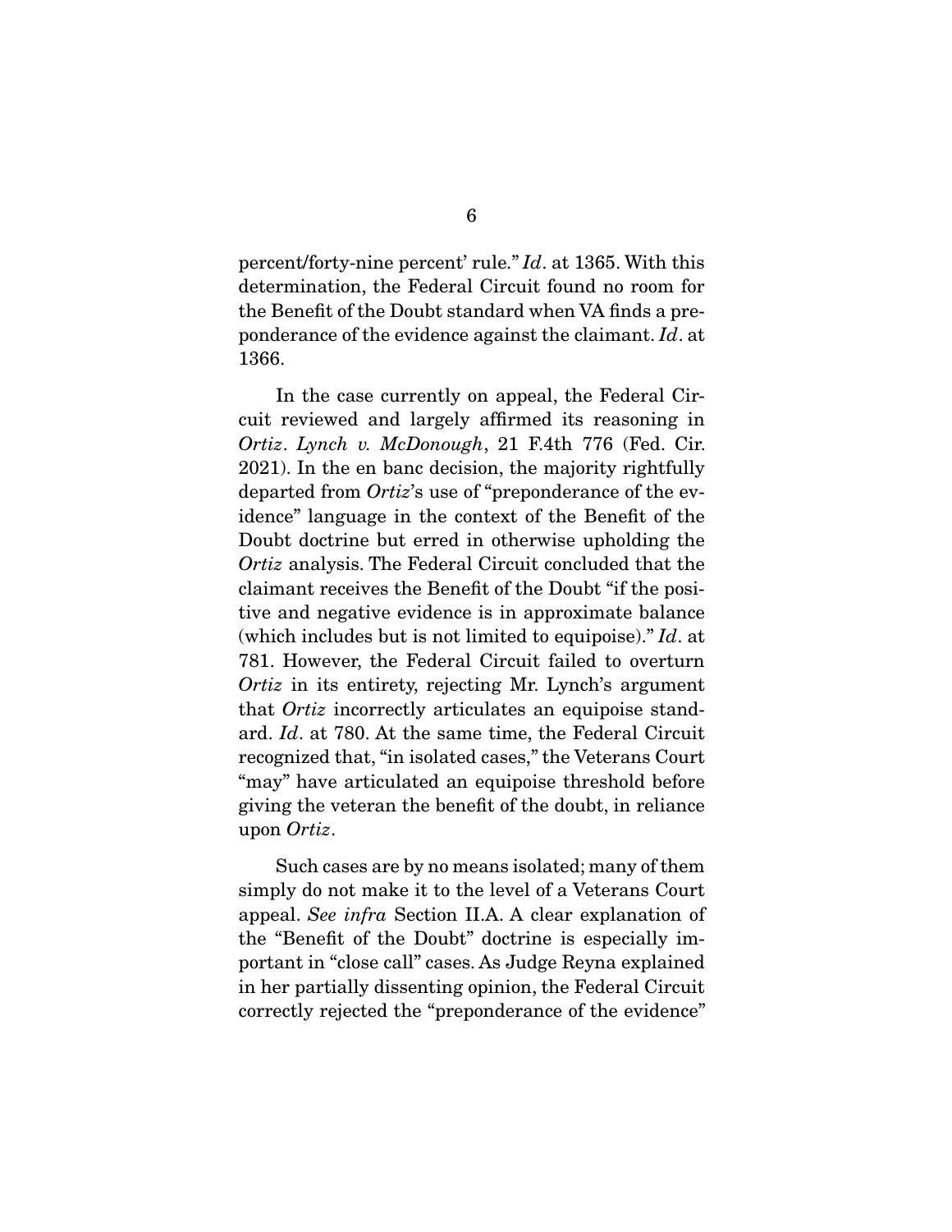percent/forty-nine percent' rule." *Id*. at 1365. With this determination, the Federal Circuit found no room for the Benefit of the Doubt standard when VA finds a preponderance of the evidence against the claimant. *Id*. at 1366.

In the case currently on appeal, the Federal Circuit reviewed and largely affirmed its reasoning in *Ortiz*. *Lynch v. McDonough*, 21 F.4th 776 (Fed. Cir. 2021). In the en banc decision, the majority rightfully departed from *Ortiz*'s use of "preponderance of the evidence" language in the context of the Benefit of the Doubt doctrine but erred in otherwise upholding the *Ortiz* analysis. The Federal Circuit concluded that the claimant receives the Benefit of the Doubt "if the positive and negative evidence is in approximate balance (which includes but is not limited to equipoise)." *Id*. at 781. However, the Federal Circuit failed to overturn *Ortiz* in its entirety, rejecting Mr. Lynch's argument that *Ortiz* incorrectly articulates an equipoise standard. *Id*. at 780. At the same time, the Federal Circuit recognized that, "in isolated cases," the Veterans Court "may" have articulated an equipoise threshold before giving the veteran the benefit of the doubt, in reliance upon *Ortiz*.

Such cases are by no means isolated; many of them simply do not make it to the level of a Veterans Court appeal. *See infra* Section II.A. A clear explanation of the "Benefit of the Doubt" doctrine is especially important in "close call" cases. As Judge Reyna explained in her partially dissenting opinion, the Federal Circuit correctly rejected the "preponderance of the evidence"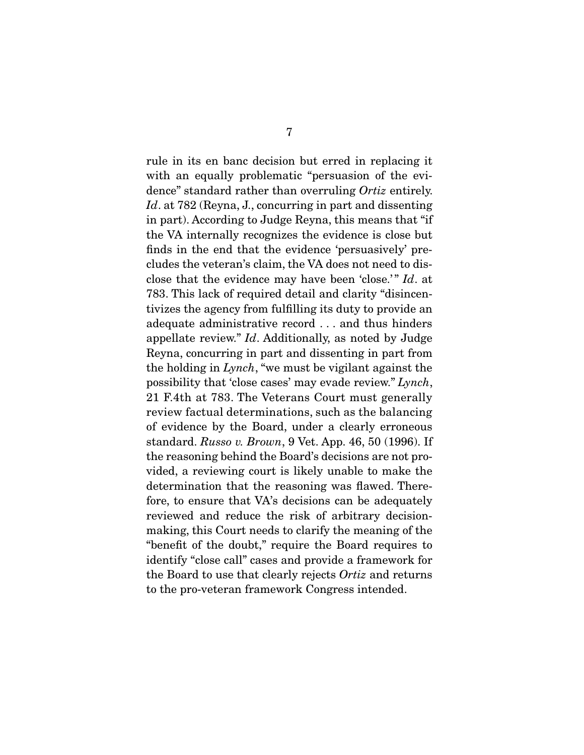rule in its en banc decision but erred in replacing it with an equally problematic "persuasion of the evidence" standard rather than overruling *Ortiz* entirely. *Id*. at 782 (Reyna, J., concurring in part and dissenting in part). According to Judge Reyna, this means that "if the VA internally recognizes the evidence is close but finds in the end that the evidence 'persuasively' precludes the veteran's claim, the VA does not need to disclose that the evidence may have been 'close.'" *Id*. at 783. This lack of required detail and clarity "disincentivizes the agency from fulfilling its duty to provide an adequate administrative record . . . and thus hinders appellate review." *Id*. Additionally, as noted by Judge Reyna, concurring in part and dissenting in part from the holding in *Lynch*, "we must be vigilant against the possibility that 'close cases' may evade review." *Lynch*, 21 F.4th at 783. The Veterans Court must generally review factual determinations, such as the balancing of evidence by the Board, under a clearly erroneous standard. *Russo v. Brown*, 9 Vet. App. 46, 50 (1996). If the reasoning behind the Board's decisions are not provided, a reviewing court is likely unable to make the determination that the reasoning was flawed. Therefore, to ensure that VA's decisions can be adequately reviewed and reduce the risk of arbitrary decision-making, this Court needs to clarify the meaning of the "benefit of the doubt," require the Board requires to identify "close call" cases and provide a framework for the Board to use that clearly rejects *Ortiz* and returns to the pro-veteran framework Congress intended.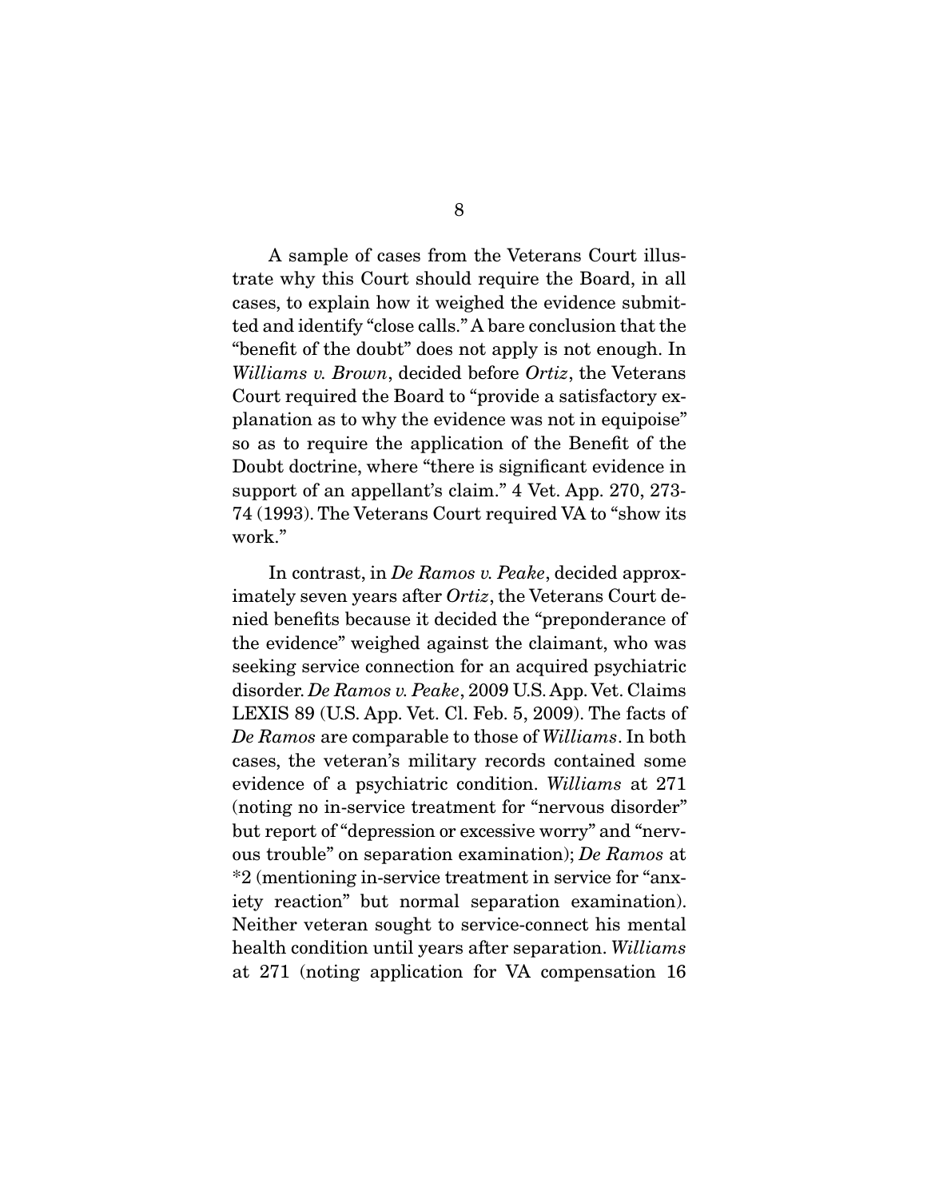A sample of cases from the Veterans Court illustrate why this Court should require the Board, in all cases, to explain how it weighed the evidence submitted and identify "close calls." A bare conclusion that the "benefit of the doubt" does not apply is not enough. In *Williams v. Brown*, decided before *Ortiz*, the Veterans Court required the Board to "provide a satisfactory explanation as to why the evidence was not in equipoise" so as to require the application of the Benefit of the Doubt doctrine, where "there is significant evidence in support of an appellant's claim." 4 Vet. App. 270, 273-74 (1993). The Veterans Court required VA to "show its work."

In contrast, in *De Ramos v. Peake*, decided approximately seven years after *Ortiz*, the Veterans Court denied benefits because it decided the "preponderance of the evidence" weighed against the claimant, who was seeking service connection for an acquired psychiatric disorder. *De Ramos v. Peake*, 2009 U.S. App. Vet. Claims LEXIS 89 (U.S. App. Vet. Cl. Feb. 5, 2009). The facts of *De Ramos* are comparable to those of *Williams*. In both cases, the veteran's military records contained some evidence of a psychiatric condition. *Williams* at 271 (noting no in-service treatment for "nervous disorder" but report of "depression or excessive worry" and "nervous trouble" on separation examination); *De Ramos* at *2 (mentioning in-service treatment in service for "anxiety reaction" but normal separation examination). Neither veteran sought to service-connect his mental health condition until years after separation. *Williams* at 271 (noting application for VA compensation 16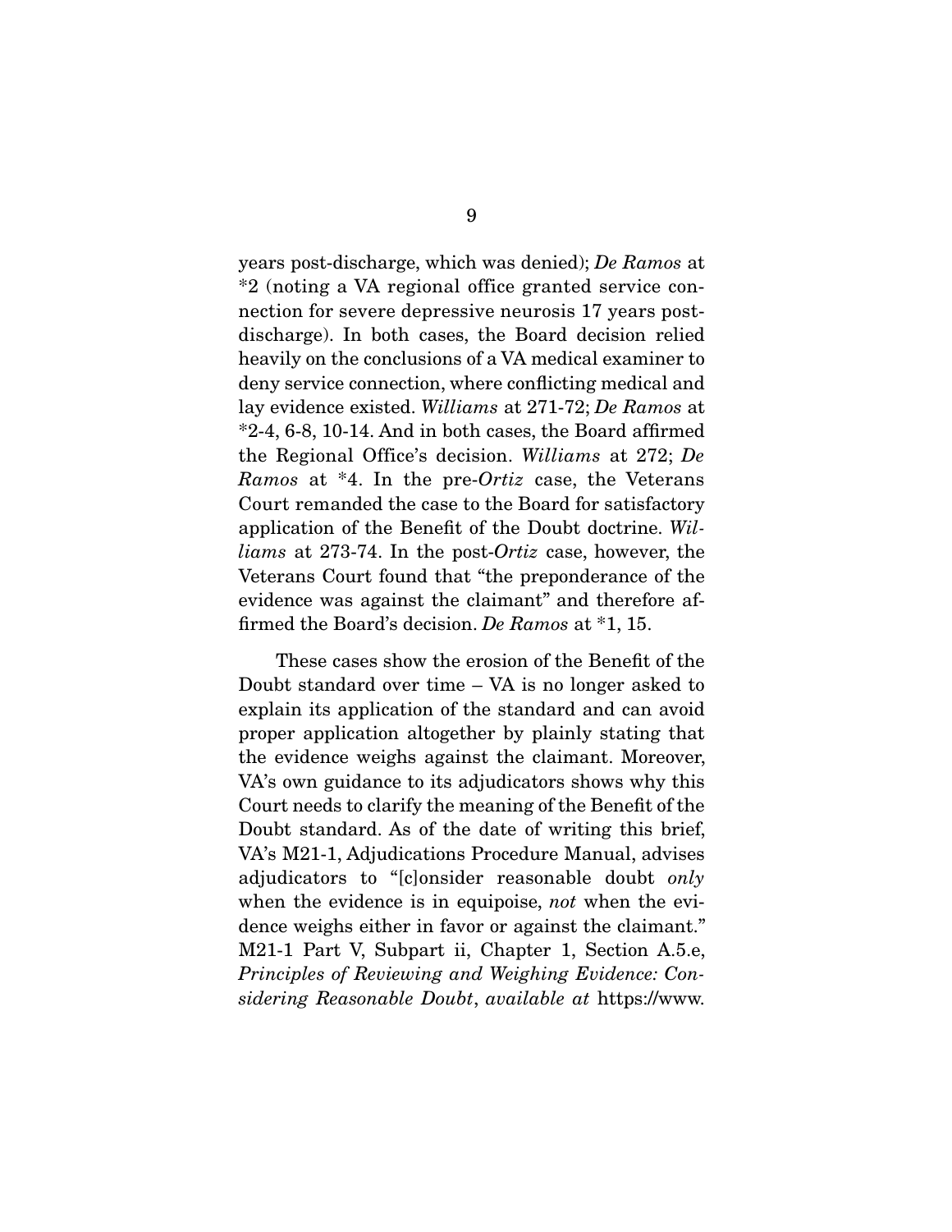years post-discharge, which was denied); *De Ramos* at *2 (noting a VA regional office granted service connection for severe depressive neurosis 17 years post-discharge). In both cases, the Board decision relied heavily on the conclusions of a VA medical examiner to deny service connection, where conflicting medical and lay evidence existed. *Williams* at 271-72; *De Ramos* at *2-4, 6-8, 10-14. And in both cases, the Board affirmed the Regional Office's decision. *Williams* at 272; *De Ramos* at *4. In the pre-*Ortiz* case, the Veterans Court remanded the case to the Board for satisfactory application of the Benefit of the Doubt doctrine. *Williams* at 273-74. In the post-*Ortiz* case, however, the Veterans Court found that "the preponderance of the evidence was against the claimant" and therefore affirmed the Board's decision. *De Ramos* at *1, 15.

These cases show the erosion of the Benefit of the Doubt standard over time – VA is no longer asked to explain its application of the standard and can avoid proper application altogether by plainly stating that the evidence weighs against the claimant. Moreover, VA's own guidance to its adjudicators shows why this Court needs to clarify the meaning of the Benefit of the Doubt standard. As of the date of writing this brief, VA's M21-1, Adjudications Procedure Manual, advises adjudicators to "[c]onsider reasonable doubt *only* when the evidence is in equipoise, *not* when the evidence weighs either in favor or against the claimant." M21-1 Part V, Subpart ii, Chapter 1, Section A.5.e, *Principles of Reviewing and Weighing Evidence: Considering Reasonable Doubt*, *available at* https://www.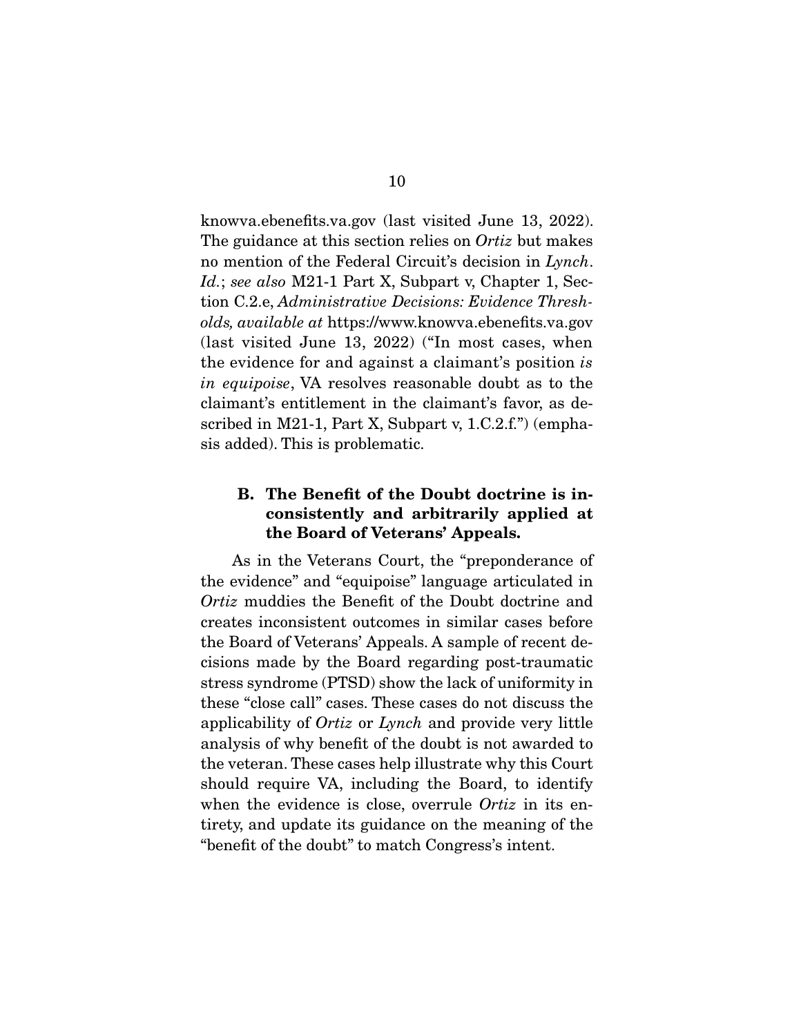knowva.ebenefits.va.gov (last visited June 13, 2022). The guidance at this section relies on *Ortiz* but makes no mention of the Federal Circuit's decision in *Lynch*. *Id.*; *see also* M21-1 Part X, Subpart v, Chapter 1, Section C.2.e, *Administrative Decisions: Evidence Thresholds, available at* https://www.knowva.ebenefits.va.gov (last visited June 13, 2022) ("In most cases, when the evidence for and against a claimant's position *is in equipoise*, VA resolves reasonable doubt as to the claimant's entitlement in the claimant's favor, as described in M21-1, Part X, Subpart v, 1.C.2.f.") (emphasis added). This is problematic.

### B. The Benefit of the Doubt doctrine is inconsistently and arbitrarily applied at the Board of Veterans' Appeals.

As in the Veterans Court, the "preponderance of the evidence" and "equipoise" language articulated in *Ortiz* muddies the Benefit of the Doubt doctrine and creates inconsistent outcomes in similar cases before the Board of Veterans' Appeals. A sample of recent decisions made by the Board regarding post-traumatic stress syndrome (PTSD) show the lack of uniformity in these "close call" cases. These cases do not discuss the applicability of *Ortiz* or *Lynch* and provide very little analysis of why benefit of the doubt is not awarded to the veteran. These cases help illustrate why this Court should require VA, including the Board, to identify when the evidence is close, overrule *Ortiz* in its entirety, and update its guidance on the meaning of the "benefit of the doubt" to match Congress's intent.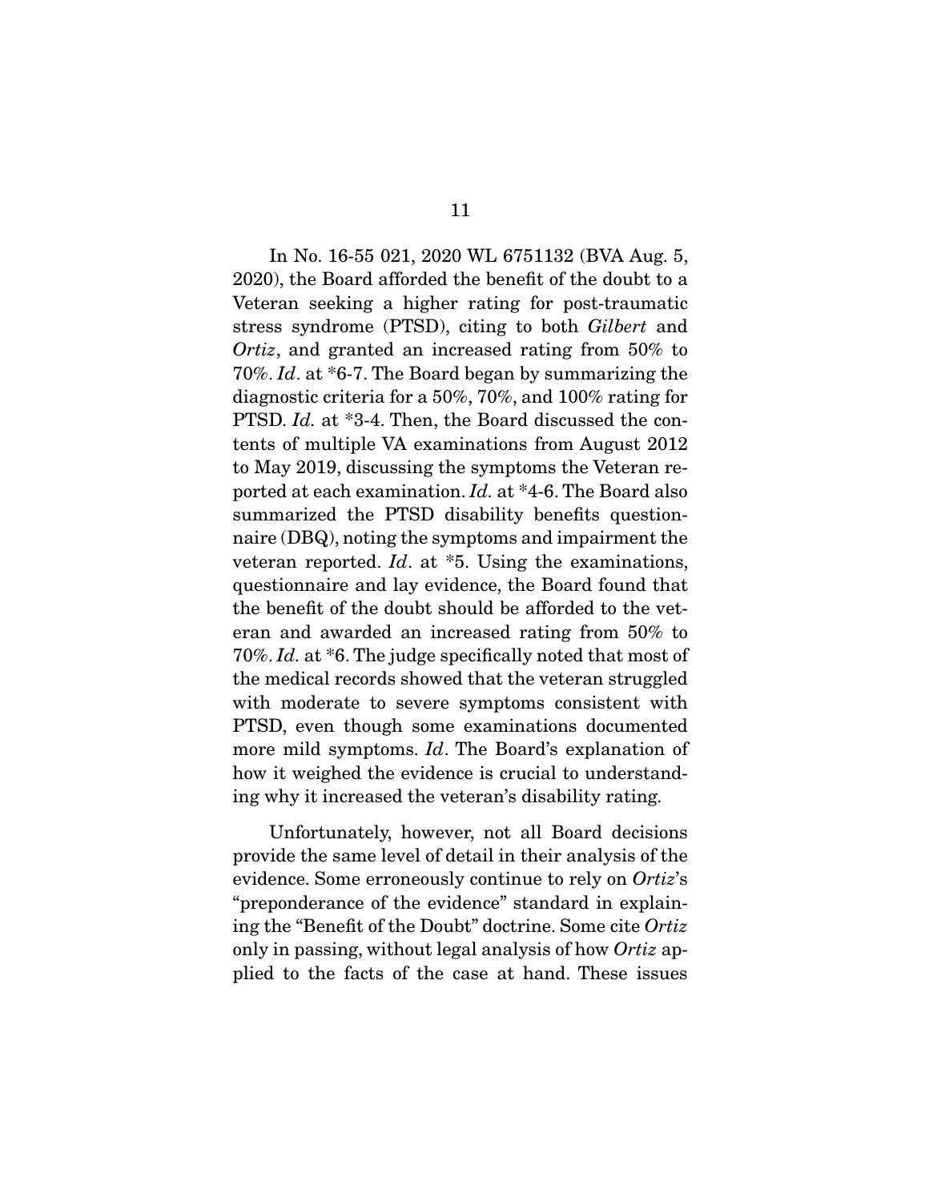In No. 16-55 021, 2020 WL 6751132 (BVA Aug. 5, 2020), the Board afforded the benefit of the doubt to a Veteran seeking a higher rating for post-traumatic stress syndrome (PTSD), citing to both *Gilbert* and *Ortiz*, and granted an increased rating from 50% to 70%. *Id*. at *6-7. The Board began by summarizing the diagnostic criteria for a 50%, 70%, and 100% rating for PTSD. *Id.* at *3-4. Then, the Board discussed the contents of multiple VA examinations from August 2012 to May 2019, discussing the symptoms the Veteran reported at each examination. *Id.* at *4-6. The Board also summarized the PTSD disability benefits questionnaire (DBQ), noting the symptoms and impairment the veteran reported. *Id*. at *5. Using the examinations, questionnaire and lay evidence, the Board found that the benefit of the doubt should be afforded to the veteran and awarded an increased rating from 50% to 70%. *Id.* at *6. The judge specifically noted that most of the medical records showed that the veteran struggled with moderate to severe symptoms consistent with PTSD, even though some examinations documented more mild symptoms. *Id*. The Board's explanation of how it weighed the evidence is crucial to understanding why it increased the veteran's disability rating.

Unfortunately, however, not all Board decisions provide the same level of detail in their analysis of the evidence. Some erroneously continue to rely on *Ortiz*'s "preponderance of the evidence" standard in explaining the "Benefit of the Doubt" doctrine. Some cite *Ortiz* only in passing, without legal analysis of how *Ortiz* applied to the facts of the case at hand. These issues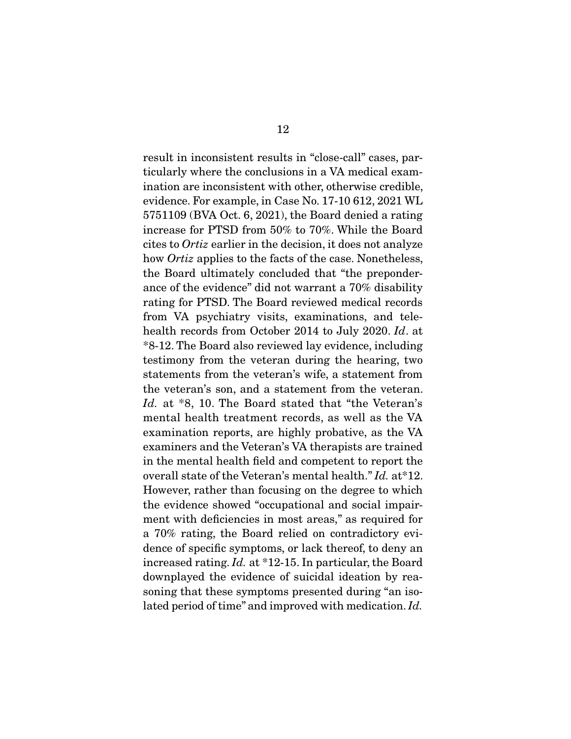result in inconsistent results in "close-call" cases, particularly where the conclusions in a VA medical examination are inconsistent with other, otherwise credible, evidence. For example, in Case No. 17-10 612, 2021 WL 5751109 (BVA Oct. 6, 2021), the Board denied a rating increase for PTSD from 50% to 70%. While the Board cites to *Ortiz* earlier in the decision, it does not analyze how *Ortiz* applies to the facts of the case. Nonetheless, the Board ultimately concluded that "the preponderance of the evidence" did not warrant a 70% disability rating for PTSD. The Board reviewed medical records from VA psychiatry visits, examinations, and telehealth records from October 2014 to July 2020. *Id*. at *8-12. The Board also reviewed lay evidence, including testimony from the veteran during the hearing, two statements from the veteran's wife, a statement from the veteran's son, and a statement from the veteran. *Id.* at *8, 10. The Board stated that "the Veteran's mental health treatment records, as well as the VA examination reports, are highly probative, as the VA examiners and the Veteran's VA therapists are trained in the mental health field and competent to report the overall state of the Veteran's mental health." *Id.* at*12. However, rather than focusing on the degree to which the evidence showed "occupational and social impairment with deficiencies in most areas," as required for a 70% rating, the Board relied on contradictory evidence of specific symptoms, or lack thereof, to deny an increased rating. *Id.* at *12-15. In particular, the Board downplayed the evidence of suicidal ideation by reasoning that these symptoms presented during "an isolated period of time" and improved with medication. *Id.*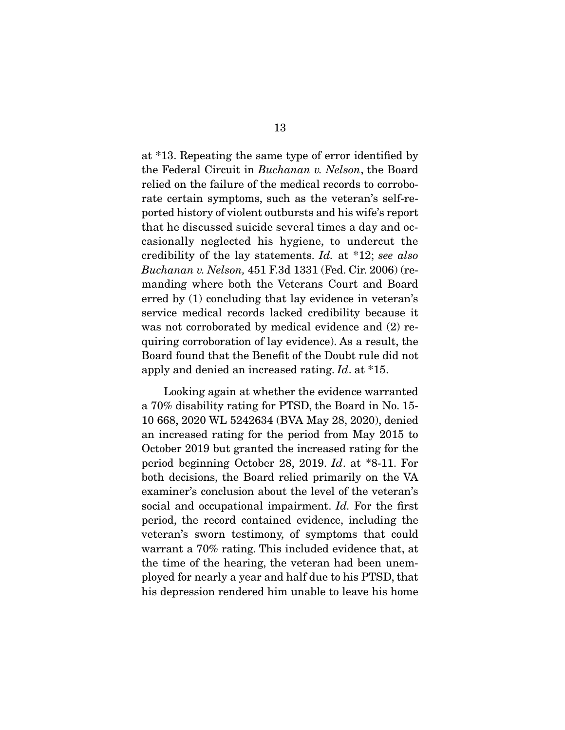at *13. Repeating the same type of error identified by the Federal Circuit in *Buchanan v. Nelson*, the Board relied on the failure of the medical records to corroborate certain symptoms, such as the veteran's self-reported history of violent outbursts and his wife's report that he discussed suicide several times a day and occasionally neglected his hygiene, to undercut the credibility of the lay statements. *Id.* at *12; *see also Buchanan v. Nelson,* 451 F.3d 1331 (Fed. Cir. 2006) (remanding where both the Veterans Court and Board erred by (1) concluding that lay evidence in veteran's service medical records lacked credibility because it was not corroborated by medical evidence and (2) requiring corroboration of lay evidence). As a result, the Board found that the Benefit of the Doubt rule did not apply and denied an increased rating. *Id*. at *15.

Looking again at whether the evidence warranted a 70% disability rating for PTSD, the Board in No. 15-10 668, 2020 WL 5242634 (BVA May 28, 2020), denied an increased rating for the period from May 2015 to October 2019 but granted the increased rating for the period beginning October 28, 2019. *Id*. at *8-11. For both decisions, the Board relied primarily on the VA examiner's conclusion about the level of the veteran's social and occupational impairment. *Id.* For the first period, the record contained evidence, including the veteran's sworn testimony, of symptoms that could warrant a 70% rating. This included evidence that, at the time of the hearing, the veteran had been unemployed for nearly a year and half due to his PTSD, that his depression rendered him unable to leave his home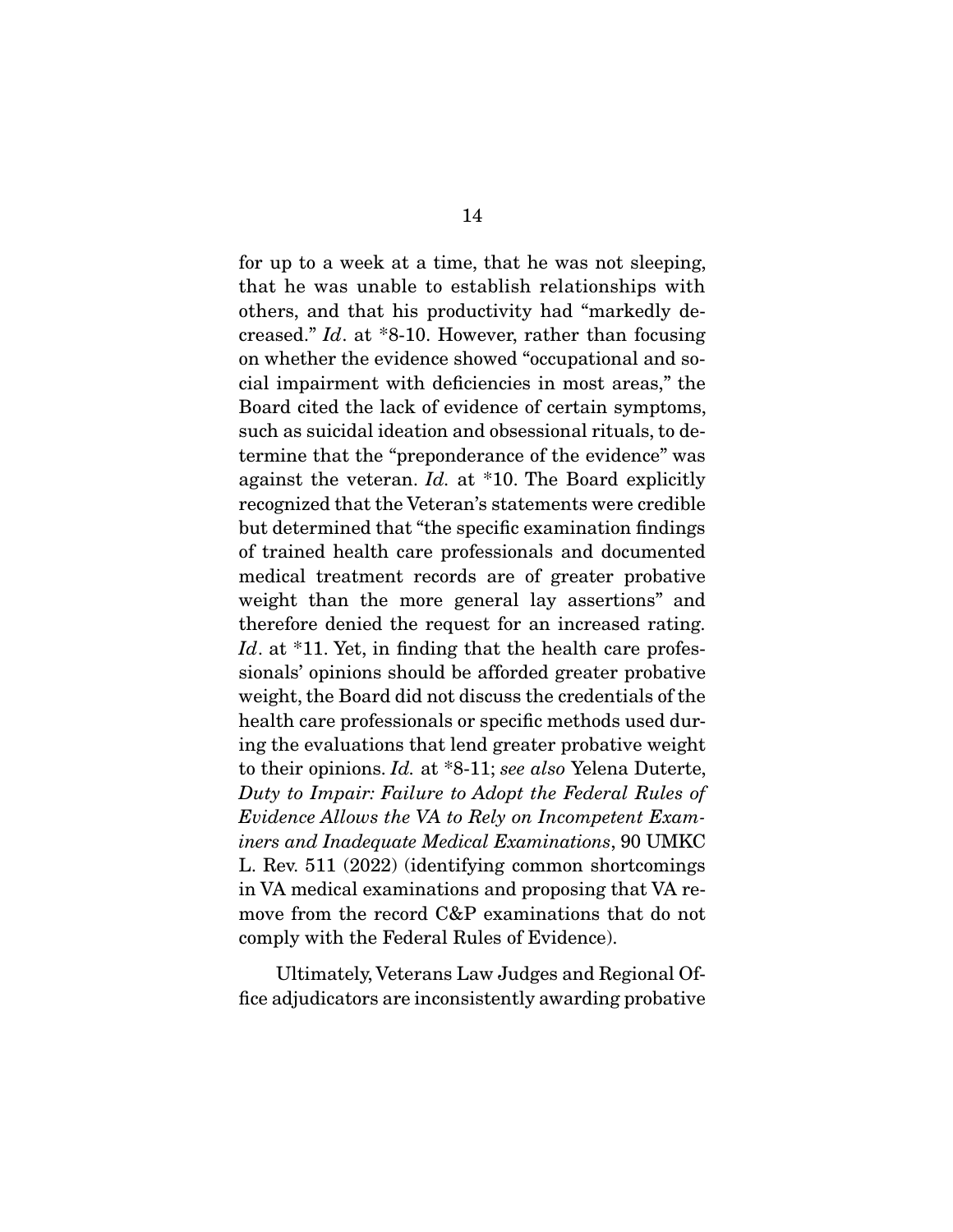for up to a week at a time, that he was not sleeping, that he was unable to establish relationships with others, and that his productivity had "markedly decreased." *Id*. at *8-10. However, rather than focusing on whether the evidence showed "occupational and social impairment with deficiencies in most areas," the Board cited the lack of evidence of certain symptoms, such as suicidal ideation and obsessional rituals, to determine that the "preponderance of the evidence" was against the veteran. *Id.* at *10. The Board explicitly recognized that the Veteran's statements were credible but determined that "the specific examination findings of trained health care professionals and documented medical treatment records are of greater probative weight than the more general lay assertions" and therefore denied the request for an increased rating. *Id*. at *11. Yet, in finding that the health care professionals' opinions should be afforded greater probative weight, the Board did not discuss the credentials of the health care professionals or specific methods used during the evaluations that lend greater probative weight to their opinions. *Id.* at *8-11; *see also* Yelena Duterte, *Duty to Impair: Failure to Adopt the Federal Rules of Evidence Allows the VA to Rely on Incompetent Examiners and Inadequate Medical Examinations*, 90 UMKC L. Rev. 511 (2022) (identifying common shortcomings in VA medical examinations and proposing that VA remove from the record C&P examinations that do not comply with the Federal Rules of Evidence).

Ultimately, Veterans Law Judges and Regional Office adjudicators are inconsistently awarding probative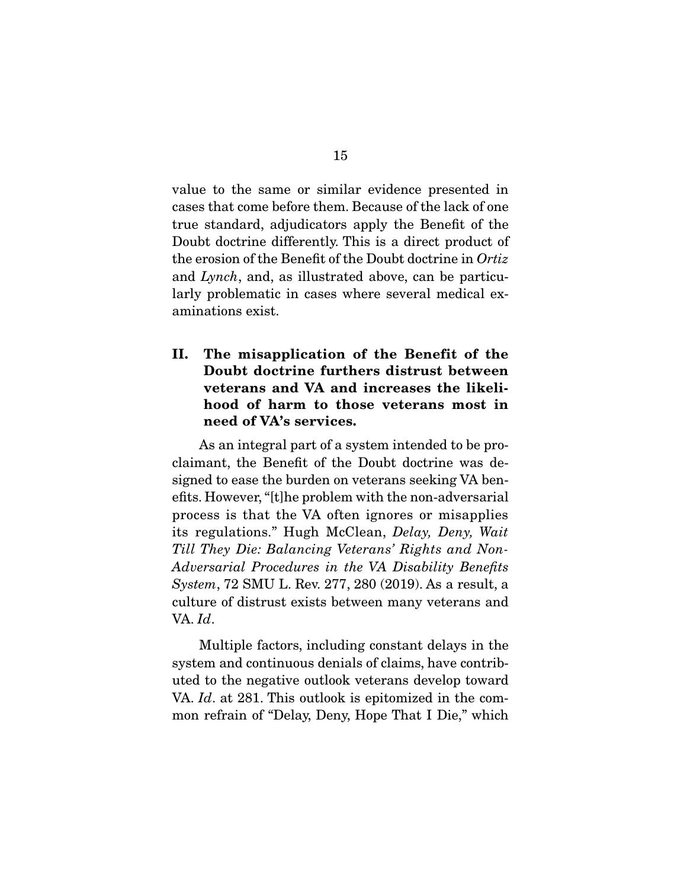value to the same or similar evidence presented in cases that come before them. Because of the lack of one true standard, adjudicators apply the Benefit of the Doubt doctrine differently. This is a direct product of the erosion of the Benefit of the Doubt doctrine in *Ortiz* and *Lynch*, and, as illustrated above, can be particularly problematic in cases where several medical examinations exist.

## II. The misapplication of the Benefit of the Doubt doctrine furthers distrust between veterans and VA and increases the likelihood of harm to those veterans most in need of VA's services.

As an integral part of a system intended to be proclaimant, the Benefit of the Doubt doctrine was designed to ease the burden on veterans seeking VA benefits. However, "[t]he problem with the non-adversarial process is that the VA often ignores or misapplies its regulations." Hugh McClean, *Delay, Deny, Wait Till They Die: Balancing Veterans' Rights and Non-Adversarial Procedures in the VA Disability Benefits System*, 72 SMU L. Rev. 277, 280 (2019). As a result, a culture of distrust exists between many veterans and VA. *Id*.

Multiple factors, including constant delays in the system and continuous denials of claims, have contributed to the negative outlook veterans develop toward VA. *Id*. at 281. This outlook is epitomized in the common refrain of "Delay, Deny, Hope That I Die," which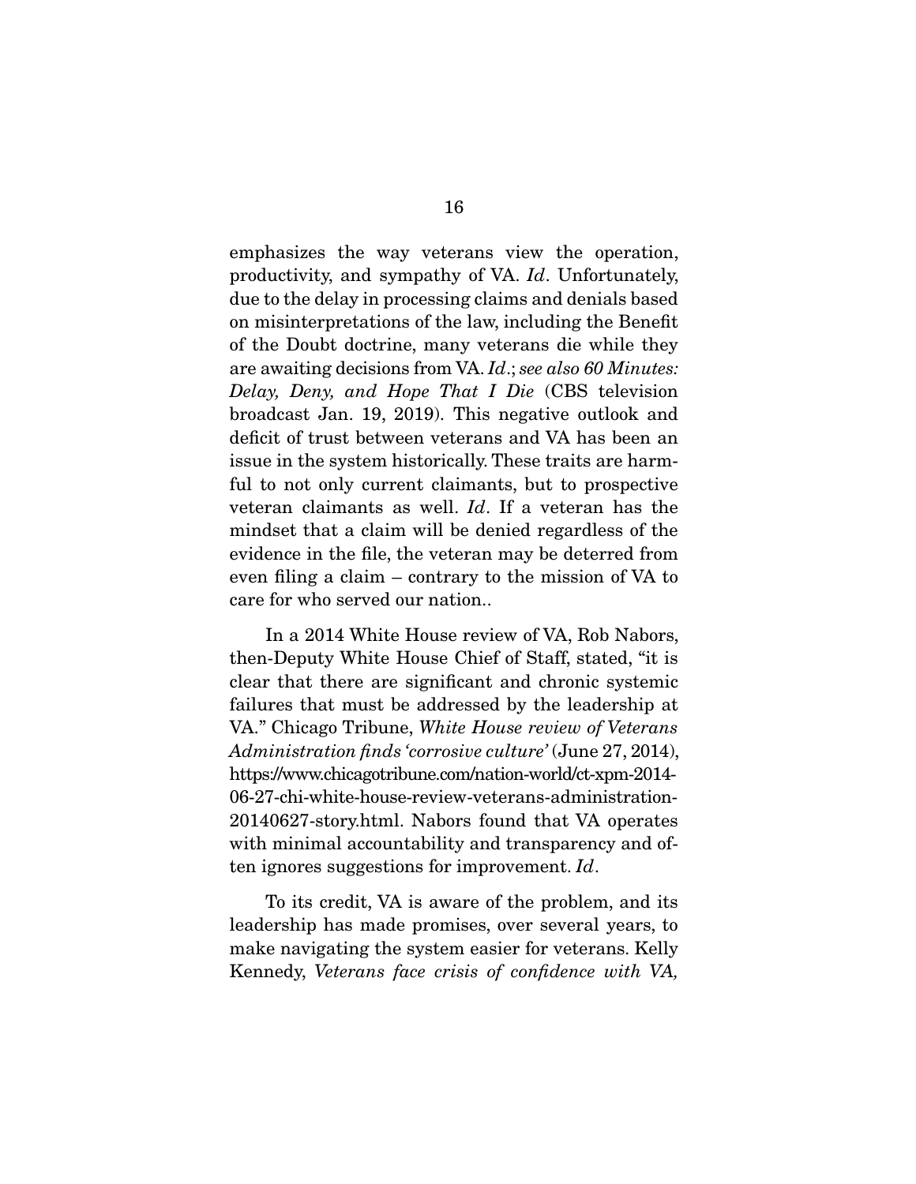emphasizes the way veterans view the operation, productivity, and sympathy of VA. *Id*. Unfortunately, due to the delay in processing claims and denials based on misinterpretations of the law, including the Benefit of the Doubt doctrine, many veterans die while they are awaiting decisions from VA. *Id*.; *see also 60 Minutes: Delay, Deny, and Hope That I Die* (CBS television broadcast Jan. 19, 2019). This negative outlook and deficit of trust between veterans and VA has been an issue in the system historically. These traits are harmful to not only current claimants, but to prospective veteran claimants as well. *Id*. If a veteran has the mindset that a claim will be denied regardless of the evidence in the file, the veteran may be deterred from even filing a claim – contrary to the mission of VA to care for who served our nation..

In a 2014 White House review of VA, Rob Nabors, then-Deputy White House Chief of Staff, stated, "it is clear that there are significant and chronic systemic failures that must be addressed by the leadership at VA." Chicago Tribune, *White House review of Veterans Administration finds 'corrosive culture'* (June 27, 2014), https://www.chicagotribune.com/nation-world/ct-xpm-2014-06-27-chi-white-house-review-veterans-administration-20140627-story.html. Nabors found that VA operates with minimal accountability and transparency and often ignores suggestions for improvement. *Id*.

To its credit, VA is aware of the problem, and its leadership has made promises, over several years, to make navigating the system easier for veterans. Kelly Kennedy, *Veterans face crisis of confidence with VA,*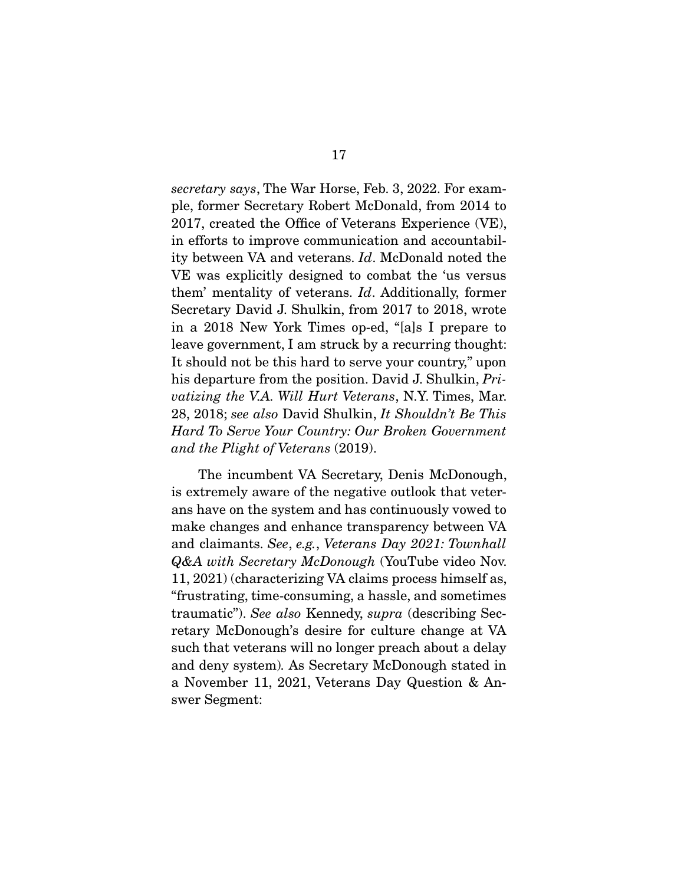*secretary says*, The War Horse, Feb. 3, 2022. For example, former Secretary Robert McDonald, from 2014 to 2017, created the Office of Veterans Experience (VE), in efforts to improve communication and accountability between VA and veterans. *Id*. McDonald noted the VE was explicitly designed to combat the 'us versus them' mentality of veterans. *Id*. Additionally, former Secretary David J. Shulkin, from 2017 to 2018, wrote in a 2018 New York Times op-ed, "[a]s I prepare to leave government, I am struck by a recurring thought: It should not be this hard to serve your country," upon his departure from the position. David J. Shulkin, *Privatizing the V.A. Will Hurt Veterans*, N.Y. Times, Mar. 28, 2018; *see also* David Shulkin, *It Shouldn't Be This Hard To Serve Your Country: Our Broken Government and the Plight of Veterans* (2019).

The incumbent VA Secretary, Denis McDonough, is extremely aware of the negative outlook that veterans have on the system and has continuously vowed to make changes and enhance transparency between VA and claimants. *See*, *e.g.*, *Veterans Day 2021: Townhall Q&A with Secretary McDonough* (YouTube video Nov. 11, 2021) (characterizing VA claims process himself as, "frustrating, time-consuming, a hassle, and sometimes traumatic"). *See also* Kennedy, *supra* (describing Secretary McDonough's desire for culture change at VA such that veterans will no longer preach about a delay and deny system). As Secretary McDonough stated in a November 11, 2021, Veterans Day Question & Answer Segment: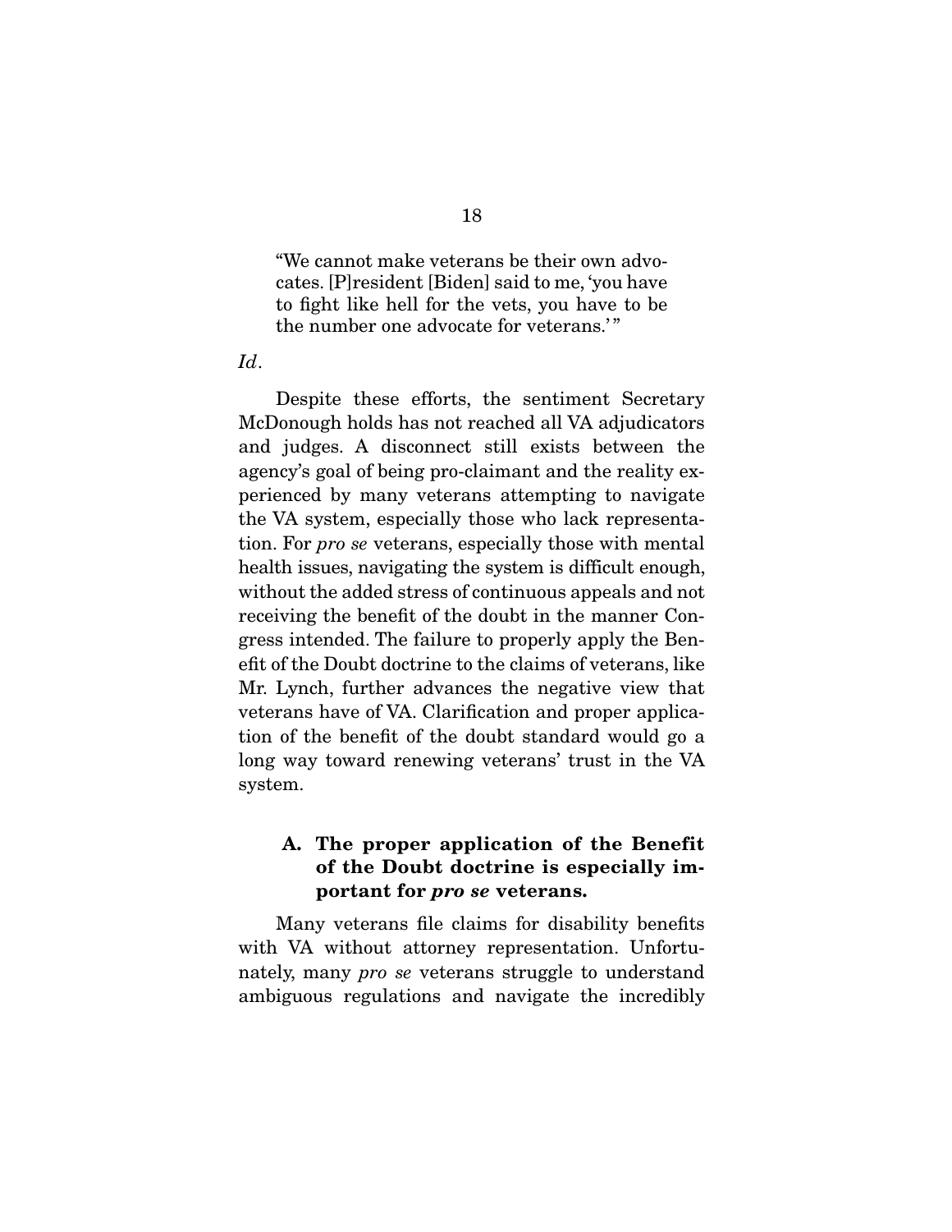> "We cannot make veterans be their own advocates. [P]resident [Biden] said to me, 'you have to fight like hell for the vets, you have to be the number one advocate for veterans.'"

*Id*.

Despite these efforts, the sentiment Secretary McDonough holds has not reached all VA adjudicators and judges. A disconnect still exists between the agency's goal of being pro-claimant and the reality experienced by many veterans attempting to navigate the VA system, especially those who lack representation. For *pro se* veterans, especially those with mental health issues, navigating the system is difficult enough, without the added stress of continuous appeals and not receiving the benefit of the doubt in the manner Congress intended. The failure to properly apply the Benefit of the Doubt doctrine to the claims of veterans, like Mr. Lynch, further advances the negative view that veterans have of VA. Clarification and proper application of the benefit of the doubt standard would go a long way toward renewing veterans' trust in the VA system.

### A. The proper application of the Benefit of the Doubt doctrine is especially important for *pro se* veterans.

Many veterans file claims for disability benefits with VA without attorney representation. Unfortunately, many *pro se* veterans struggle to understand ambiguous regulations and navigate the incredibly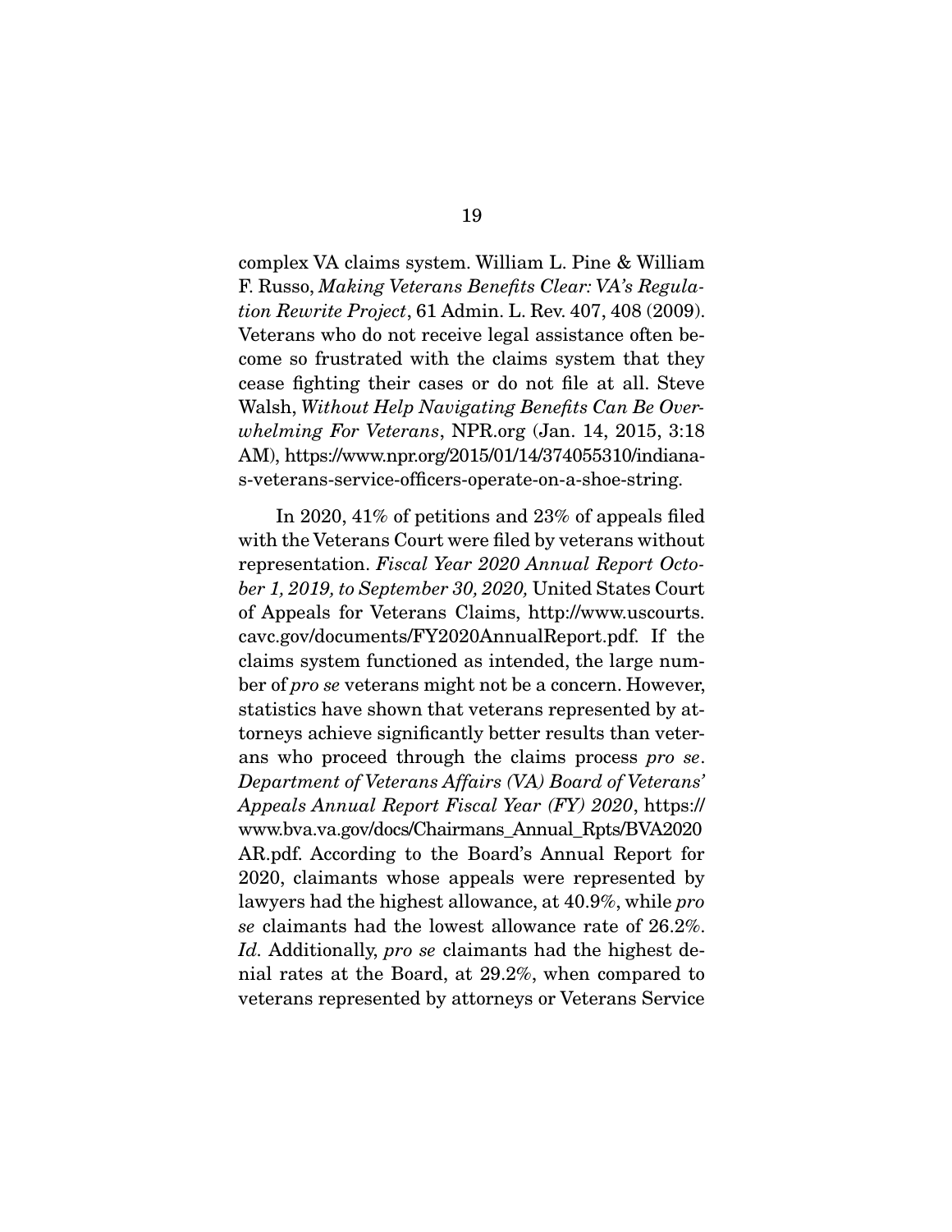complex VA claims system. William L. Pine & William F. Russo, *Making Veterans Benefits Clear: VA's Regulation Rewrite Project*, 61 Admin. L. Rev. 407, 408 (2009). Veterans who do not receive legal assistance often become so frustrated with the claims system that they cease fighting their cases or do not file at all. Steve Walsh, *Without Help Navigating Benefits Can Be Overwhelming For Veterans*, NPR.org (Jan. 14, 2015, 3:18 AM), https://www.npr.org/2015/01/14/374055310/indianas-veterans-service-officers-operate-on-a-shoe-string.

In 2020, 41% of petitions and 23% of appeals filed with the Veterans Court were filed by veterans without representation. *Fiscal Year 2020 Annual Report October 1, 2019, to September 30, 2020,* United States Court of Appeals for Veterans Claims, http://www.uscourts.cavc.gov/documents/FY2020AnnualReport.pdf. If the claims system functioned as intended, the large number of *pro se* veterans might not be a concern. However, statistics have shown that veterans represented by attorneys achieve significantly better results than veterans who proceed through the claims process *pro se*. *Department of Veterans Affairs (VA) Board of Veterans' Appeals Annual Report Fiscal Year (FY) 2020*, https://www.bva.va.gov/docs/Chairmans_Annual_Rpts/BVA2020AR.pdf. According to the Board's Annual Report for 2020, claimants whose appeals were represented by lawyers had the highest allowance, at 40.9%, while *pro se* claimants had the lowest allowance rate of 26.2%. *Id.* Additionally, *pro se* claimants had the highest denial rates at the Board, at 29.2%, when compared to veterans represented by attorneys or Veterans Service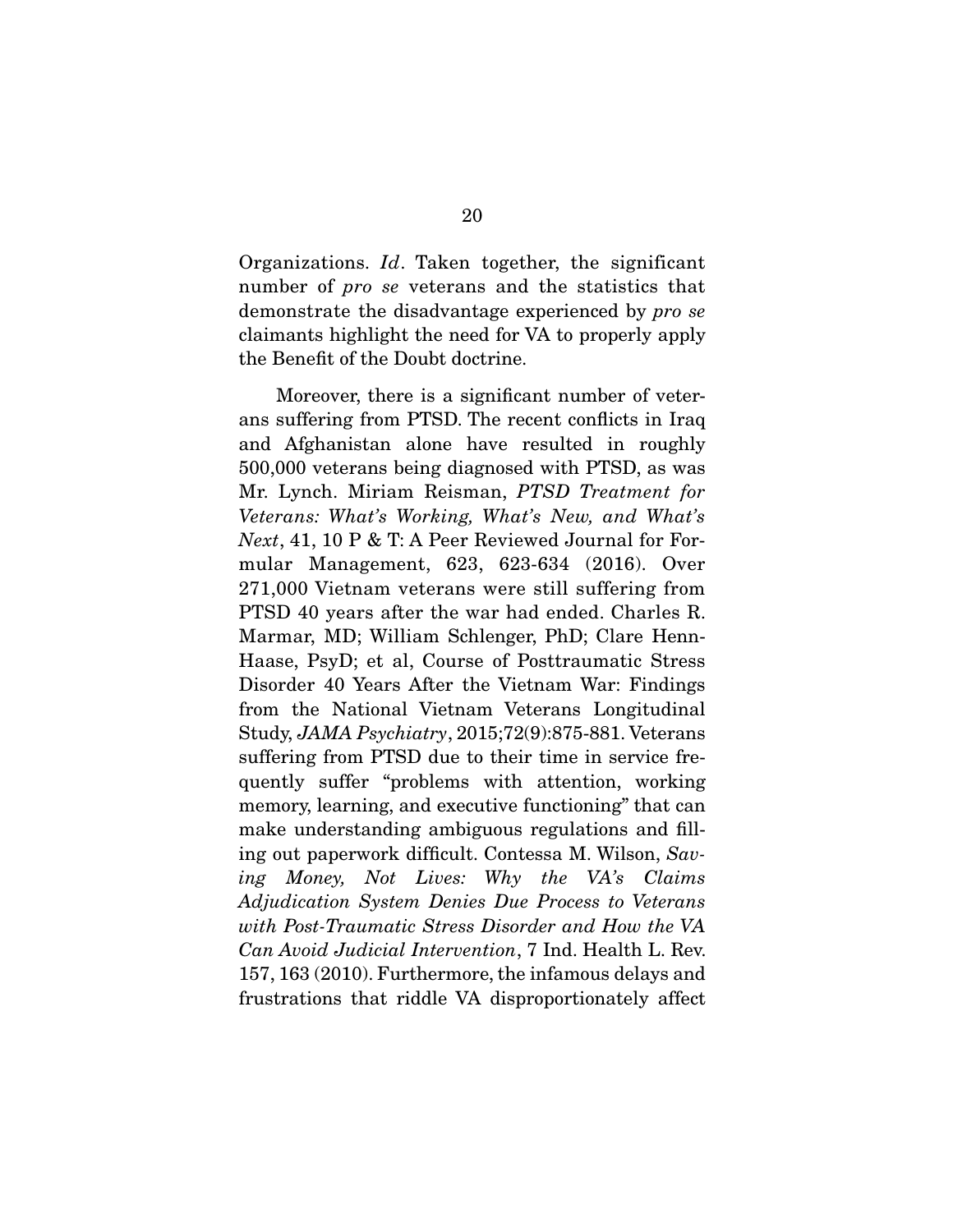Organizations. *Id*. Taken together, the significant number of *pro se* veterans and the statistics that demonstrate the disadvantage experienced by *pro se* claimants highlight the need for VA to properly apply the Benefit of the Doubt doctrine.

Moreover, there is a significant number of veterans suffering from PTSD. The recent conflicts in Iraq and Afghanistan alone have resulted in roughly 500,000 veterans being diagnosed with PTSD, as was Mr. Lynch. Miriam Reisman, *PTSD Treatment for Veterans: What's Working, What's New, and What's Next*, 41, 10 P & T: A Peer Reviewed Journal for Formular Management, 623, 623-634 (2016). Over 271,000 Vietnam veterans were still suffering from PTSD 40 years after the war had ended. Charles R. Marmar, MD; William Schlenger, PhD; Clare Henn-Haase, PsyD; et al, Course of Posttraumatic Stress Disorder 40 Years After the Vietnam War: Findings from the National Vietnam Veterans Longitudinal Study, *JAMA Psychiatry*, 2015;72(9):875-881. Veterans suffering from PTSD due to their time in service frequently suffer "problems with attention, working memory, learning, and executive functioning" that can make understanding ambiguous regulations and filling out paperwork difficult. Contessa M. Wilson, *Saving Money, Not Lives: Why the VA's Claims Adjudication System Denies Due Process to Veterans with Post-Traumatic Stress Disorder and How the VA Can Avoid Judicial Intervention*, 7 Ind. Health L. Rev. 157, 163 (2010). Furthermore, the infamous delays and frustrations that riddle VA disproportionately affect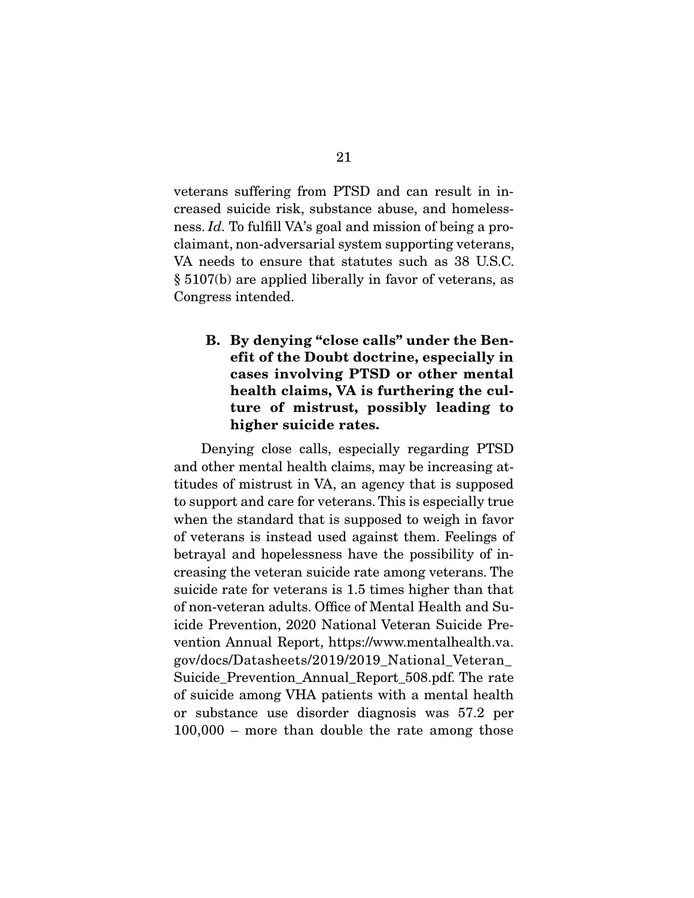veterans suffering from PTSD and can result in increased suicide risk, substance abuse, and homelessness. *Id.* To fulfill VA's goal and mission of being a pro-claimant, non-adversarial system supporting veterans, VA needs to ensure that statutes such as 38 U.S.C. § 5107(b) are applied liberally in favor of veterans, as Congress intended.

### B. By denying "close calls" under the Benefit of the Doubt doctrine, especially in cases involving PTSD or other mental health claims, VA is furthering the culture of mistrust, possibly leading to higher suicide rates.

Denying close calls, especially regarding PTSD and other mental health claims, may be increasing attitudes of mistrust in VA, an agency that is supposed to support and care for veterans. This is especially true when the standard that is supposed to weigh in favor of veterans is instead used against them. Feelings of betrayal and hopelessness have the possibility of increasing the veteran suicide rate among veterans. The suicide rate for veterans is 1.5 times higher than that of non-veteran adults. Office of Mental Health and Suicide Prevention, 2020 National Veteran Suicide Prevention Annual Report, https://www.mentalhealth.va.gov/docs/Datasheets/2019/2019_National_Veteran_Suicide_Prevention_Annual_Report_508.pdf. The rate of suicide among VHA patients with a mental health or substance use disorder diagnosis was 57.2 per 100,000 – more than double the rate among those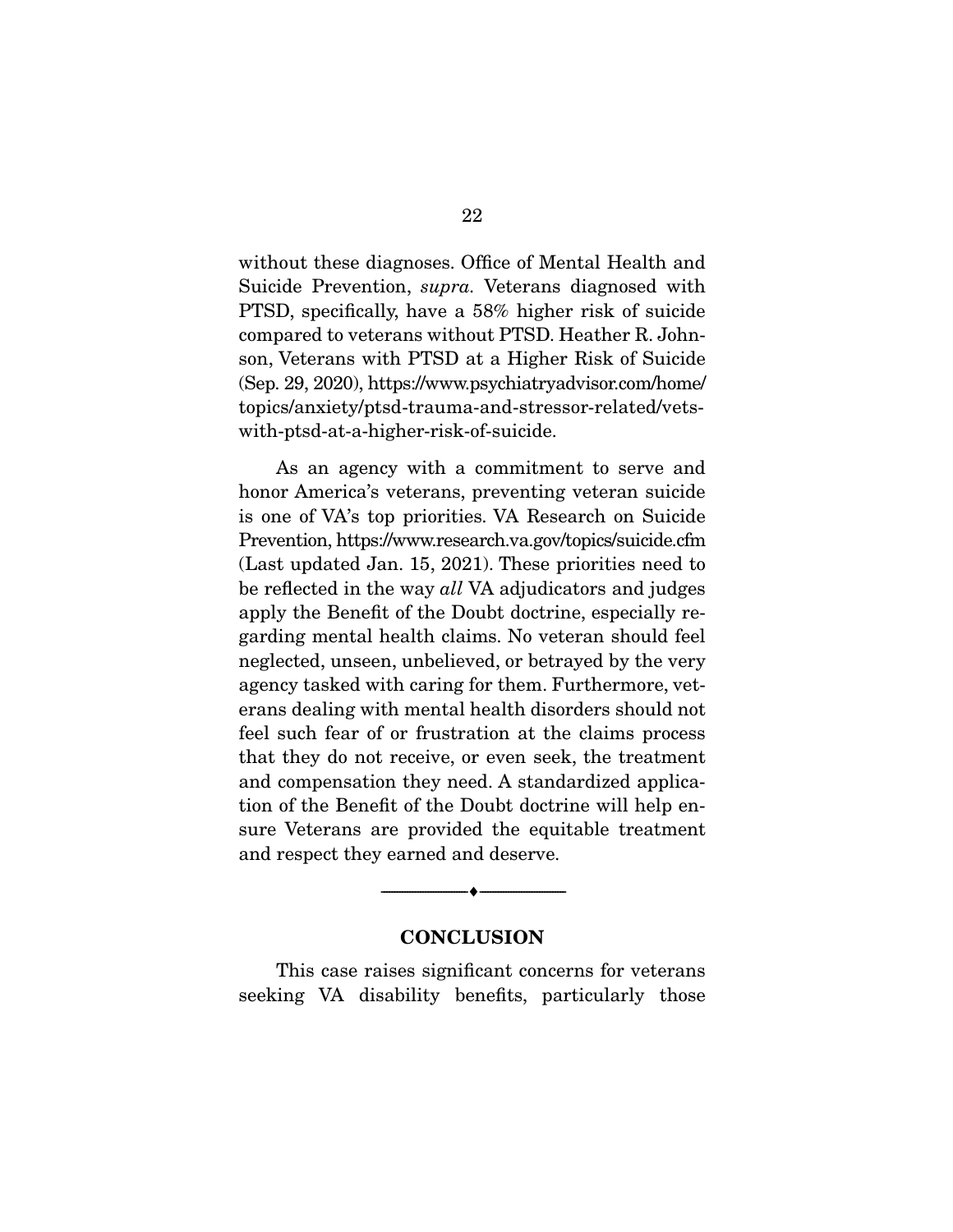without these diagnoses. Office of Mental Health and Suicide Prevention, *supra*. Veterans diagnosed with PTSD, specifically, have a 58% higher risk of suicide compared to veterans without PTSD. Heather R. Johnson, Veterans with PTSD at a Higher Risk of Suicide (Sep. 29, 2020), https://www.psychiatryadvisor.com/home/topics/anxiety/ptsd-trauma-and-stressor-related/vets-with-ptsd-at-a-higher-risk-of-suicide.

As an agency with a commitment to serve and honor America's veterans, preventing veteran suicide is one of VA's top priorities. VA Research on Suicide Prevention, https://www.research.va.gov/topics/suicide.cfm (Last updated Jan. 15, 2021). These priorities need to be reflected in the way *all* VA adjudicators and judges apply the Benefit of the Doubt doctrine, especially regarding mental health claims. No veteran should feel neglected, unseen, unbelieved, or betrayed by the very agency tasked with caring for them. Furthermore, veterans dealing with mental health disorders should not feel such fear of or frustration at the claims process that they do not receive, or even seek, the treatment and compensation they need. A standardized application of the Benefit of the Doubt doctrine will help ensure Veterans are provided the equitable treatment and respect they earned and deserve.

---

## CONCLUSION

This case raises significant concerns for veterans seeking VA disability benefits, particularly those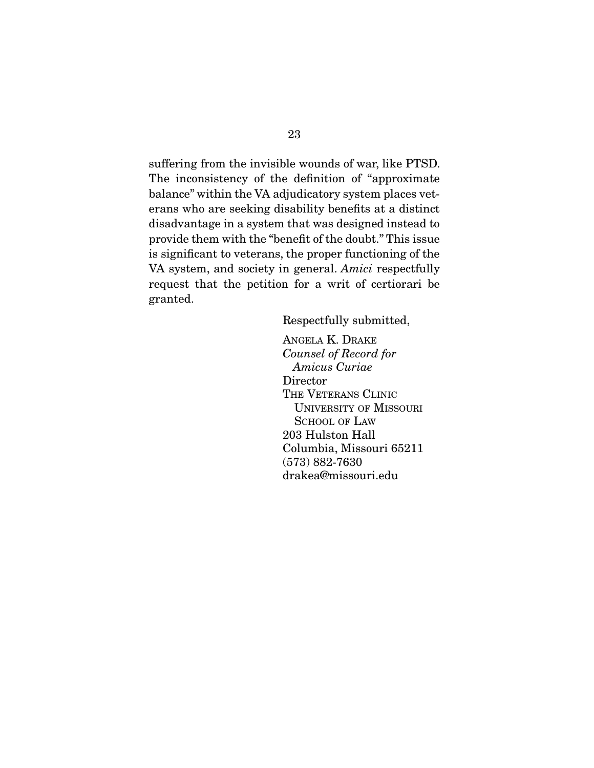suffering from the invisible wounds of war, like PTSD. The inconsistency of the definition of "approximate balance" within the VA adjudicatory system places veterans who are seeking disability benefits at a distinct disadvantage in a system that was designed instead to provide them with the "benefit of the doubt." This issue is significant to veterans, the proper functioning of the VA system, and society in general. *Amici* respectfully request that the petition for a writ of certiorari be granted.

Respectfully submitted,

ANGELA K. DRAKE  
*Counsel of Record for Amicus Curiae*  
Director  
THE VETERANS CLINIC  
UNIVERSITY OF MISSOURI SCHOOL OF LAW  
203 Hulston Hall  
Columbia, Missouri 65211  
(573) 882-7630  
drakea@missouri.edu